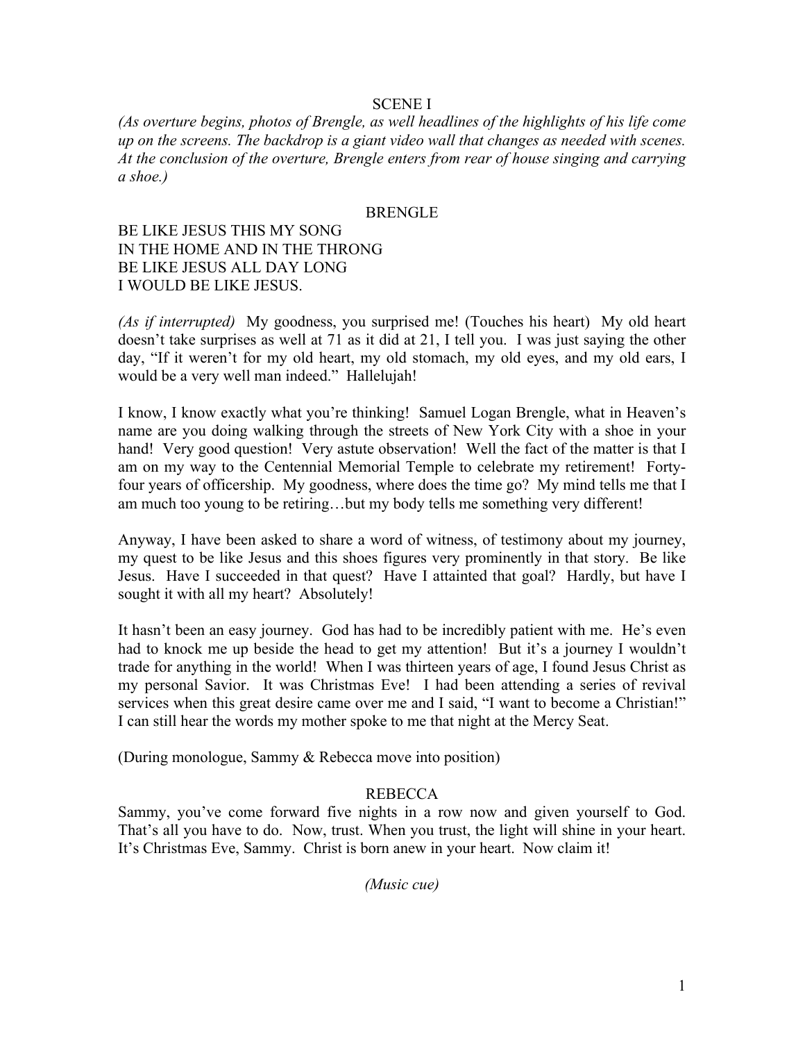SCENE I

*(As overture begins, photos of Brengle, as well headlines of the highlights of his life come up on the screens. The backdrop is a giant video wall that changes as needed with scenes. At the conclusion of the overture, Brengle enters from rear of house singing and carrying a shoe.)*

BRENGLE

BE LIKE JESUS THIS MY SONG
IN THE HOME AND IN THE THRONG
BE LIKE JESUS ALL DAY LONG
I WOULD BE LIKE JESUS.

*(As if interrupted)* My goodness, you surprised me! (Touches his heart) My old heart doesn't take surprises as well at 71 as it did at 21, I tell you. I was just saying the other day, "If it weren't for my old heart, my old stomach, my old eyes, and my old ears, I would be a very well man indeed." Hallelujah!

I know, I know exactly what you're thinking! Samuel Logan Brengle, what in Heaven's name are you doing walking through the streets of New York City with a shoe in your hand! Very good question! Very astute observation! Well the fact of the matter is that I am on my way to the Centennial Memorial Temple to celebrate my retirement! Forty-four years of officership. My goodness, where does the time go? My mind tells me that I am much too young to be retiring…but my body tells me something very different!

Anyway, I have been asked to share a word of witness, of testimony about my journey, my quest to be like Jesus and this shoes figures very prominently in that story. Be like Jesus. Have I succeeded in that quest? Have I attainted that goal? Hardly, but have I sought it with all my heart? Absolutely!

It hasn't been an easy journey. God has had to be incredibly patient with me. He's even had to knock me up beside the head to get my attention! But it's a journey I wouldn't trade for anything in the world! When I was thirteen years of age, I found Jesus Christ as my personal Savior. It was Christmas Eve! I had been attending a series of revival services when this great desire came over me and I said, "I want to become a Christian!" I can still hear the words my mother spoke to me that night at the Mercy Seat.

(During monologue, Sammy & Rebecca move into position)

REBECCA

Sammy, you've come forward five nights in a row now and given yourself to God. That's all you have to do. Now, trust. When you trust, the light will shine in your heart. It's Christmas Eve, Sammy. Christ is born anew in your heart. Now claim it!

*(Music cue)*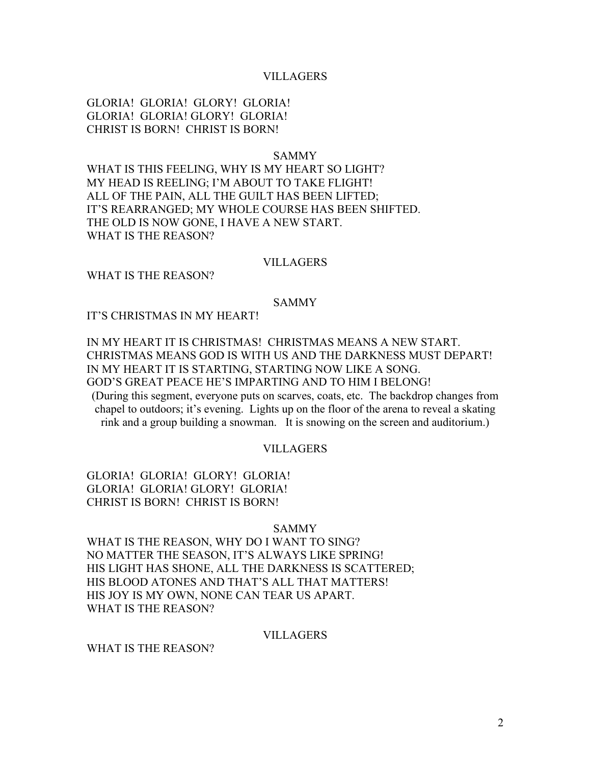VILLAGERS

GLORIA! GLORIA! GLORY! GLORIA!
GLORIA! GLORIA! GLORY! GLORIA!
CHRIST IS BORN! CHRIST IS BORN!

SAMMY

WHAT IS THIS FEELING, WHY IS MY HEART SO LIGHT?
MY HEAD IS REELING; I'M ABOUT TO TAKE FLIGHT!
ALL OF THE PAIN, ALL THE GUILT HAS BEEN LIFTED;
IT'S REARRANGED; MY WHOLE COURSE HAS BEEN SHIFTED.
THE OLD IS NOW GONE, I HAVE A NEW START.
WHAT IS THE REASON?

VILLAGERS

WHAT IS THE REASON?

SAMMY

IT'S CHRISTMAS IN MY HEART!

IN MY HEART IT IS CHRISTMAS! CHRISTMAS MEANS A NEW START.
CHRISTMAS MEANS GOD IS WITH US AND THE DARKNESS MUST DEPART!
IN MY HEART IT IS STARTING, STARTING NOW LIKE A SONG.
GOD'S GREAT PEACE HE'S IMPARTING AND TO HIM I BELONG!

(During this segment, everyone puts on scarves, coats, etc. The backdrop changes from chapel to outdoors; it's evening. Lights up on the floor of the arena to reveal a skating rink and a group building a snowman. It is snowing on the screen and auditorium.)

VILLAGERS

GLORIA! GLORIA! GLORY! GLORIA!
GLORIA! GLORIA! GLORY! GLORIA!
CHRIST IS BORN! CHRIST IS BORN!

SAMMY

WHAT IS THE REASON, WHY DO I WANT TO SING?
NO MATTER THE SEASON, IT'S ALWAYS LIKE SPRING!
HIS LIGHT HAS SHONE, ALL THE DARKNESS IS SCATTERED;
HIS BLOOD ATONES AND THAT'S ALL THAT MATTERS!
HIS JOY IS MY OWN, NONE CAN TEAR US APART.
WHAT IS THE REASON?

VILLAGERS

WHAT IS THE REASON?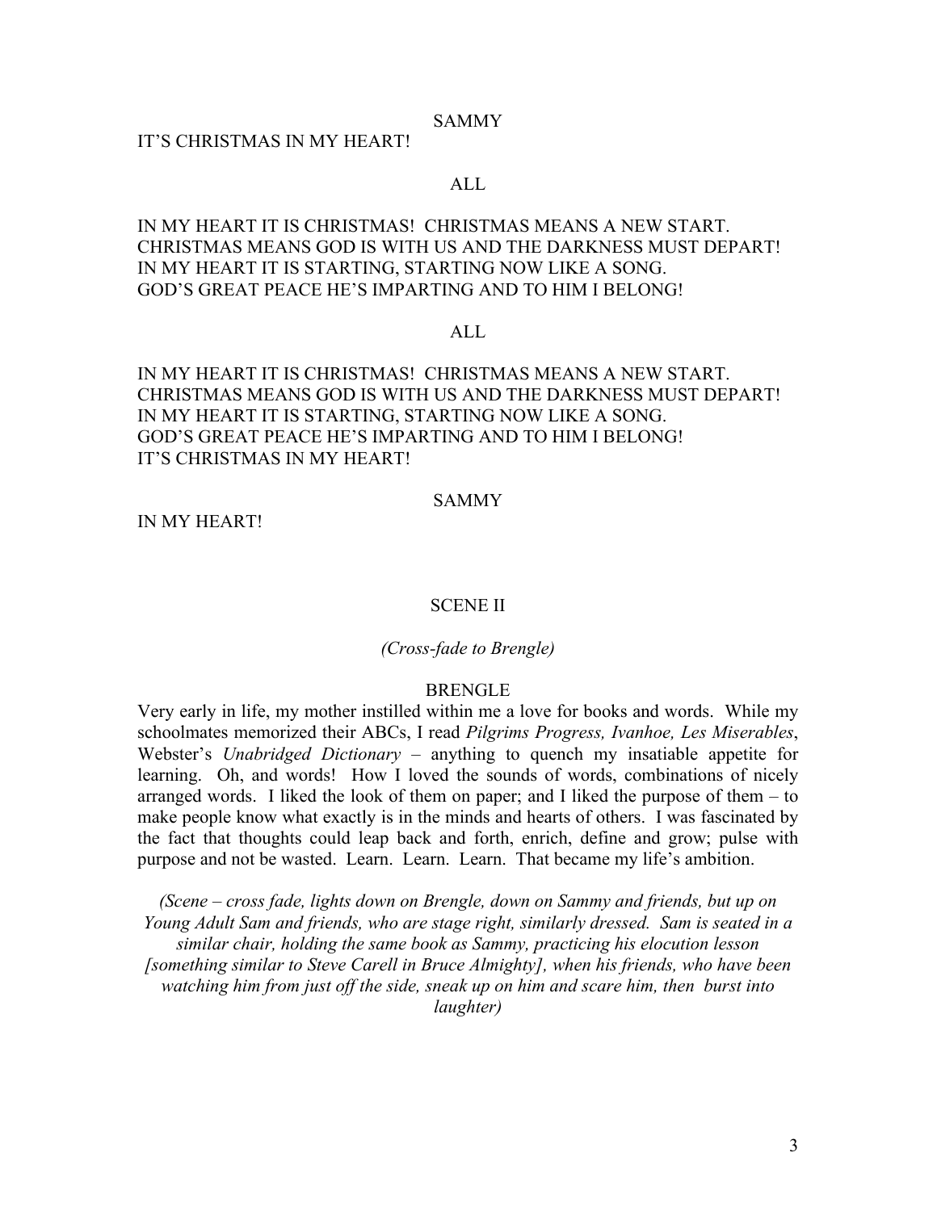SAMMY

IT'S CHRISTMAS IN MY HEART!

ALL

IN MY HEART IT IS CHRISTMAS! CHRISTMAS MEANS A NEW START.
CHRISTMAS MEANS GOD IS WITH US AND THE DARKNESS MUST DEPART!
IN MY HEART IT IS STARTING, STARTING NOW LIKE A SONG.
GOD'S GREAT PEACE HE'S IMPARTING AND TO HIM I BELONG!

ALL

IN MY HEART IT IS CHRISTMAS! CHRISTMAS MEANS A NEW START.
CHRISTMAS MEANS GOD IS WITH US AND THE DARKNESS MUST DEPART!
IN MY HEART IT IS STARTING, STARTING NOW LIKE A SONG.
GOD'S GREAT PEACE HE'S IMPARTING AND TO HIM I BELONG!
IT'S CHRISTMAS IN MY HEART!

SAMMY

IN MY HEART!

SCENE II

*(Cross-fade to Brengle)*

BRENGLE

Very early in life, my mother instilled within me a love for books and words. While my schoolmates memorized their ABCs, I read *Pilgrims Progress, Ivanhoe, Les Miserables*, Webster's *Unabridged Dictionary* – anything to quench my insatiable appetite for learning. Oh, and words! How I loved the sounds of words, combinations of nicely arranged words. I liked the look of them on paper; and I liked the purpose of them – to make people know what exactly is in the minds and hearts of others. I was fascinated by the fact that thoughts could leap back and forth, enrich, define and grow; pulse with purpose and not be wasted. Learn. Learn. Learn. That became my life's ambition.

*(Scene – cross fade, lights down on Brengle, down on Sammy and friends, but up on Young Adult Sam and friends, who are stage right, similarly dressed. Sam is seated in a similar chair, holding the same book as Sammy, practicing his elocution lesson [something similar to Steve Carell in Bruce Almighty], when his friends, who have been watching him from just off the side, sneak up on him and scare him, then burst into laughter)*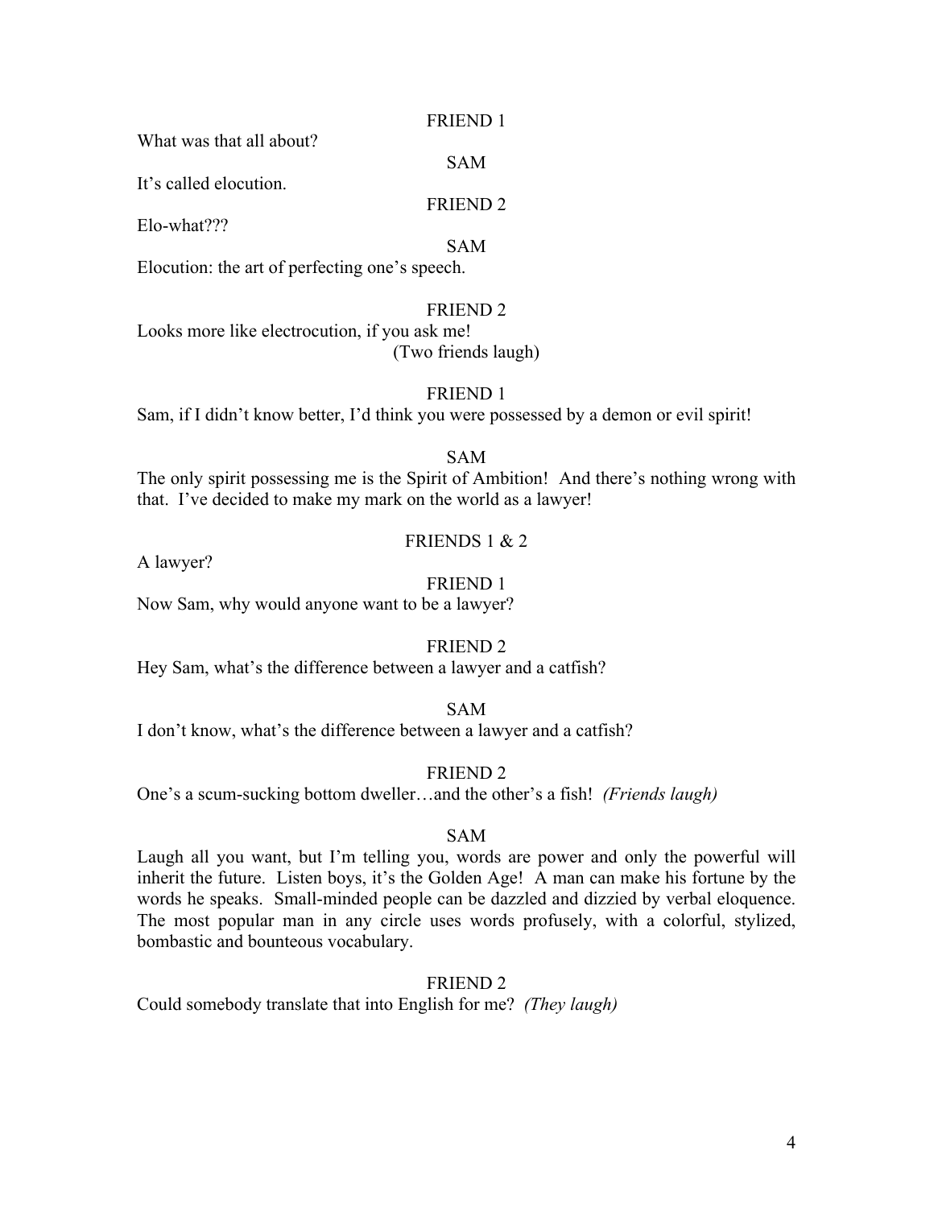FRIEND 1

What was that all about?

SAM

It's called elocution.

FRIEND 2

Elo-what???

SAM

Elocution: the art of perfecting one's speech.

FRIEND 2

Looks more like electrocution, if you ask me!

(Two friends laugh)

FRIEND 1

Sam, if I didn't know better, I'd think you were possessed by a demon or evil spirit!

SAM

The only spirit possessing me is the Spirit of Ambition! And there's nothing wrong with that. I've decided to make my mark on the world as a lawyer!

FRIENDS 1 & 2

A lawyer?

FRIEND 1

Now Sam, why would anyone want to be a lawyer?

FRIEND 2

Hey Sam, what's the difference between a lawyer and a catfish?

SAM

I don't know, what's the difference between a lawyer and a catfish?

FRIEND 2

One's a scum-sucking bottom dweller…and the other's a fish! *(Friends laugh)*

SAM

Laugh all you want, but I'm telling you, words are power and only the powerful will inherit the future. Listen boys, it's the Golden Age! A man can make his fortune by the words he speaks. Small-minded people can be dazzled and dizzied by verbal eloquence. The most popular man in any circle uses words profusely, with a colorful, stylized, bombastic and bounteous vocabulary.

FRIEND 2

Could somebody translate that into English for me? *(They laugh)*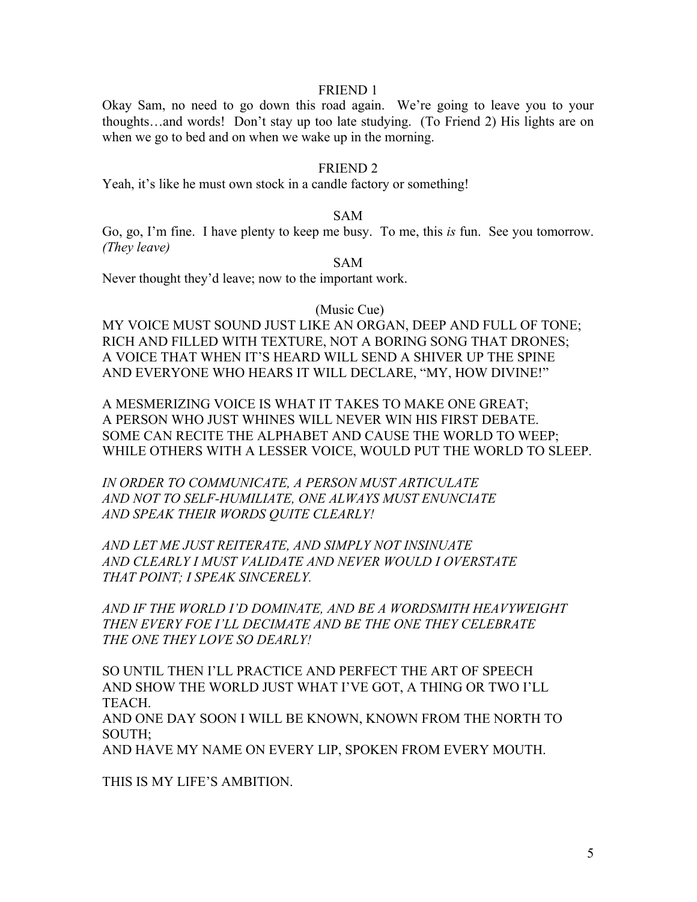FRIEND 1

Okay Sam, no need to go down this road again. We're going to leave you to your thoughts…and words! Don't stay up too late studying. (To Friend 2) His lights are on when we go to bed and on when we wake up in the morning.

FRIEND 2

Yeah, it's like he must own stock in a candle factory or something!

SAM

Go, go, I'm fine. I have plenty to keep me busy. To me, this *is* fun. See you tomorrow. *(They leave)*

SAM

Never thought they'd leave; now to the important work.

(Music Cue)

MY VOICE MUST SOUND JUST LIKE AN ORGAN, DEEP AND FULL OF TONE;
RICH AND FILLED WITH TEXTURE, NOT A BORING SONG THAT DRONES;
A VOICE THAT WHEN IT'S HEARD WILL SEND A SHIVER UP THE SPINE
AND EVERYONE WHO HEARS IT WILL DECLARE, "MY, HOW DIVINE!"

A MESMERIZING VOICE IS WHAT IT TAKES TO MAKE ONE GREAT;
A PERSON WHO JUST WHINES WILL NEVER WIN HIS FIRST DEBATE.
SOME CAN RECITE THE ALPHABET AND CAUSE THE WORLD TO WEEP;
WHILE OTHERS WITH A LESSER VOICE, WOULD PUT THE WORLD TO SLEEP.

*IN ORDER TO COMMUNICATE, A PERSON MUST ARTICULATE*
*AND NOT TO SELF-HUMILIATE, ONE ALWAYS MUST ENUNCIATE*
*AND SPEAK THEIR WORDS QUITE CLEARLY!*

*AND LET ME JUST REITERATE, AND SIMPLY NOT INSINUATE*
*AND CLEARLY I MUST VALIDATE AND NEVER WOULD I OVERSTATE*
*THAT POINT; I SPEAK SINCERELY.*

*AND IF THE WORLD I'D DOMINATE, AND BE A WORDSMITH HEAVYWEIGHT*
*THEN EVERY FOE I'LL DECIMATE AND BE THE ONE THEY CELEBRATE*
*THE ONE THEY LOVE SO DEARLY!*

SO UNTIL THEN I'LL PRACTICE AND PERFECT THE ART OF SPEECH
AND SHOW THE WORLD JUST WHAT I'VE GOT, A THING OR TWO I'LL TEACH.
AND ONE DAY SOON I WILL BE KNOWN, KNOWN FROM THE NORTH TO SOUTH;
AND HAVE MY NAME ON EVERY LIP, SPOKEN FROM EVERY MOUTH.

THIS IS MY LIFE'S AMBITION.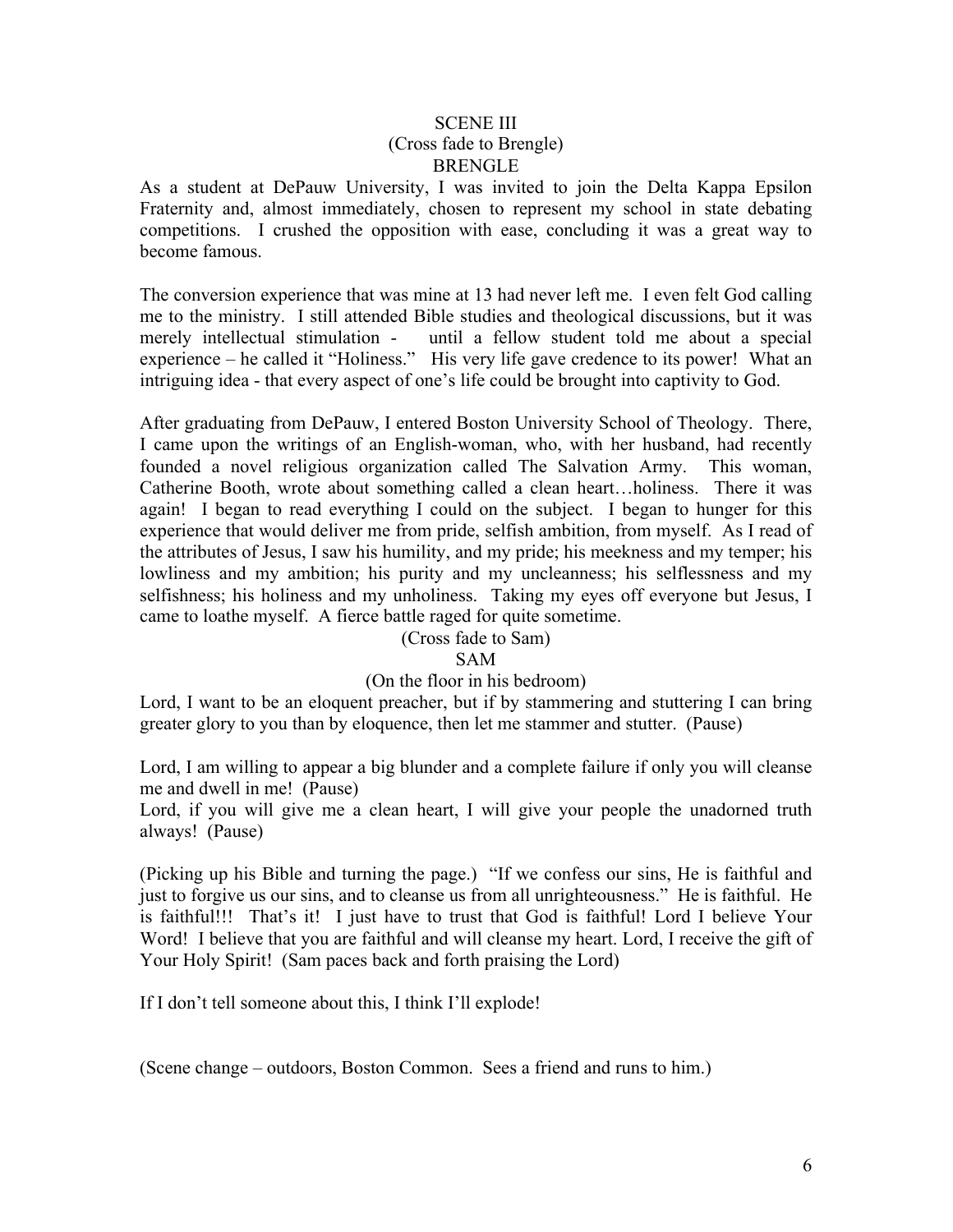SCENE III

(Cross fade to Brengle)

BRENGLE

As a student at DePauw University, I was invited to join the Delta Kappa Epsilon Fraternity and, almost immediately, chosen to represent my school in state debating competitions. I crushed the opposition with ease, concluding it was a great way to become famous.

The conversion experience that was mine at 13 had never left me. I even felt God calling me to the ministry. I still attended Bible studies and theological discussions, but it was merely intellectual stimulation - until a fellow student told me about a special experience – he called it "Holiness." His very life gave credence to its power! What an intriguing idea - that every aspect of one's life could be brought into captivity to God.

After graduating from DePauw, I entered Boston University School of Theology. There, I came upon the writings of an English-woman, who, with her husband, had recently founded a novel religious organization called The Salvation Army. This woman, Catherine Booth, wrote about something called a clean heart…holiness. There it was again! I began to read everything I could on the subject. I began to hunger for this experience that would deliver me from pride, selfish ambition, from myself. As I read of the attributes of Jesus, I saw his humility, and my pride; his meekness and my temper; his lowliness and my ambition; his purity and my uncleanness; his selflessness and my selfishness; his holiness and my unholiness. Taking my eyes off everyone but Jesus, I came to loathe myself. A fierce battle raged for quite sometime.

(Cross fade to Sam)

SAM

(On the floor in his bedroom)

Lord, I want to be an eloquent preacher, but if by stammering and stuttering I can bring greater glory to you than by eloquence, then let me stammer and stutter. (Pause)

Lord, I am willing to appear a big blunder and a complete failure if only you will cleanse me and dwell in me! (Pause)

Lord, if you will give me a clean heart, I will give your people the unadorned truth always! (Pause)

(Picking up his Bible and turning the page.) "If we confess our sins, He is faithful and just to forgive us our sins, and to cleanse us from all unrighteousness." He is faithful. He is faithful!!! That's it! I just have to trust that God is faithful! Lord I believe Your Word! I believe that you are faithful and will cleanse my heart. Lord, I receive the gift of Your Holy Spirit! (Sam paces back and forth praising the Lord)

If I don't tell someone about this, I think I'll explode!

(Scene change – outdoors, Boston Common. Sees a friend and runs to him.)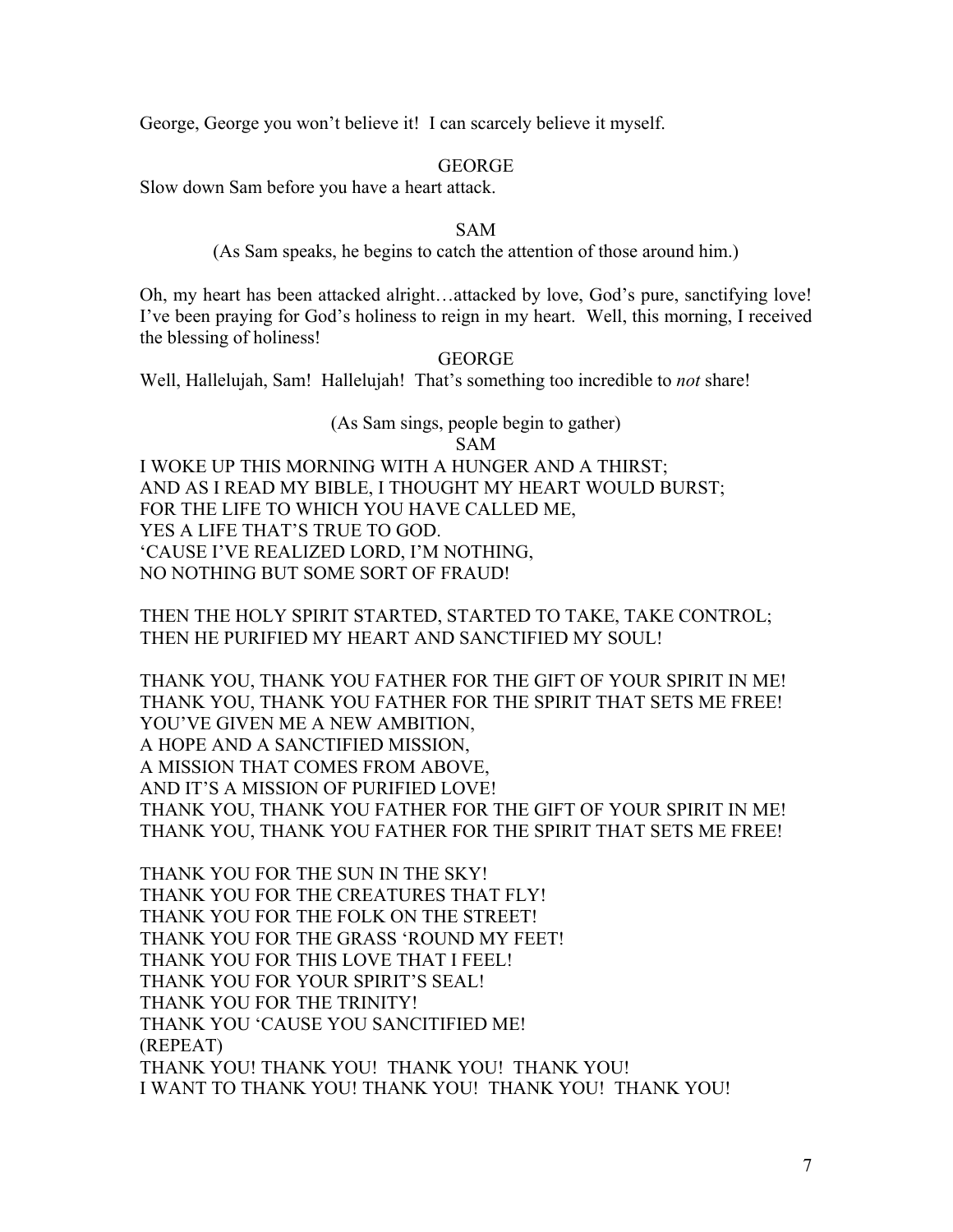George, George you won't believe it! I can scarcely believe it myself.

GEORGE

Slow down Sam before you have a heart attack.

SAM

(As Sam speaks, he begins to catch the attention of those around him.)

Oh, my heart has been attacked alright…attacked by love, God's pure, sanctifying love! I've been praying for God's holiness to reign in my heart. Well, this morning, I received the blessing of holiness!

GEORGE

Well, Hallelujah, Sam! Hallelujah! That's something too incredible to *not* share!

(As Sam sings, people begin to gather)

SAM

I WOKE UP THIS MORNING WITH A HUNGER AND A THIRST;
AND AS I READ MY BIBLE, I THOUGHT MY HEART WOULD BURST;
FOR THE LIFE TO WHICH YOU HAVE CALLED ME,
YES A LIFE THAT'S TRUE TO GOD.
'CAUSE I'VE REALIZED LORD, I'M NOTHING,
NO NOTHING BUT SOME SORT OF FRAUD!

THEN THE HOLY SPIRIT STARTED, STARTED TO TAKE, TAKE CONTROL;
THEN HE PURIFIED MY HEART AND SANCTIFIED MY SOUL!

THANK YOU, THANK YOU FATHER FOR THE GIFT OF YOUR SPIRIT IN ME!
THANK YOU, THANK YOU FATHER FOR THE SPIRIT THAT SETS ME FREE!
YOU'VE GIVEN ME A NEW AMBITION,
A HOPE AND A SANCTIFIED MISSION,
A MISSION THAT COMES FROM ABOVE,
AND IT'S A MISSION OF PURIFIED LOVE!
THANK YOU, THANK YOU FATHER FOR THE GIFT OF YOUR SPIRIT IN ME!
THANK YOU, THANK YOU FATHER FOR THE SPIRIT THAT SETS ME FREE!

THANK YOU FOR THE SUN IN THE SKY!
THANK YOU FOR THE CREATURES THAT FLY!
THANK YOU FOR THE FOLK ON THE STREET!
THANK YOU FOR THE GRASS 'ROUND MY FEET!
THANK YOU FOR THIS LOVE THAT I FEEL!
THANK YOU FOR YOUR SPIRIT'S SEAL!
THANK YOU FOR THE TRINITY!
THANK YOU 'CAUSE YOU SANCITIFIED ME!
(REPEAT)
THANK YOU! THANK YOU! THANK YOU! THANK YOU!
I WANT TO THANK YOU! THANK YOU! THANK YOU! THANK YOU!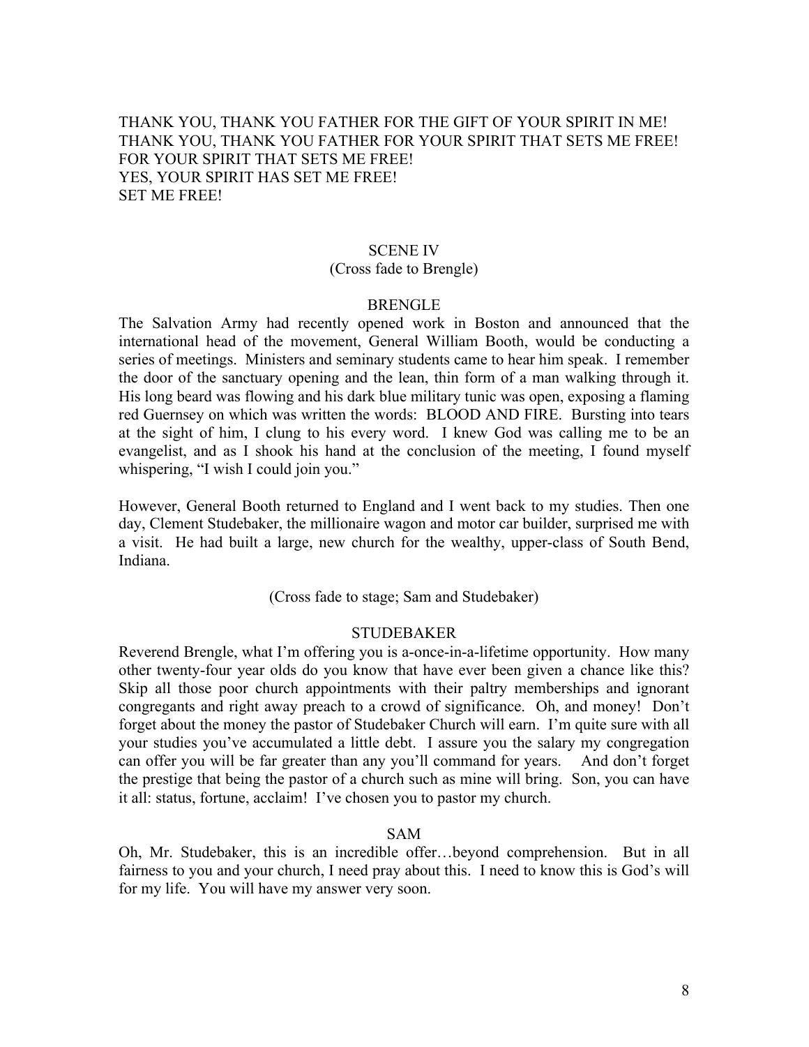THANK YOU, THANK YOU FATHER FOR THE GIFT OF YOUR SPIRIT IN ME!
THANK YOU, THANK YOU FATHER FOR YOUR SPIRIT THAT SETS ME FREE!
FOR YOUR SPIRIT THAT SETS ME FREE!
YES, YOUR SPIRIT HAS SET ME FREE!
SET ME FREE!

SCENE IV

(Cross fade to Brengle)

BRENGLE

The Salvation Army had recently opened work in Boston and announced that the international head of the movement, General William Booth, would be conducting a series of meetings. Ministers and seminary students came to hear him speak. I remember the door of the sanctuary opening and the lean, thin form of a man walking through it. His long beard was flowing and his dark blue military tunic was open, exposing a flaming red Guernsey on which was written the words: BLOOD AND FIRE. Bursting into tears at the sight of him, I clung to his every word. I knew God was calling me to be an evangelist, and as I shook his hand at the conclusion of the meeting, I found myself whispering, "I wish I could join you."

However, General Booth returned to England and I went back to my studies. Then one day, Clement Studebaker, the millionaire wagon and motor car builder, surprised me with a visit. He had built a large, new church for the wealthy, upper-class of South Bend, Indiana.

(Cross fade to stage; Sam and Studebaker)

STUDEBAKER

Reverend Brengle, what I'm offering you is a-once-in-a-lifetime opportunity. How many other twenty-four year olds do you know that have ever been given a chance like this? Skip all those poor church appointments with their paltry memberships and ignorant congregants and right away preach to a crowd of significance. Oh, and money! Don't forget about the money the pastor of Studebaker Church will earn. I'm quite sure with all your studies you've accumulated a little debt. I assure you the salary my congregation can offer you will be far greater than any you'll command for years. And don't forget the prestige that being the pastor of a church such as mine will bring. Son, you can have it all: status, fortune, acclaim! I've chosen you to pastor my church.

SAM

Oh, Mr. Studebaker, this is an incredible offer…beyond comprehension. But in all fairness to you and your church, I need pray about this. I need to know this is God's will for my life. You will have my answer very soon.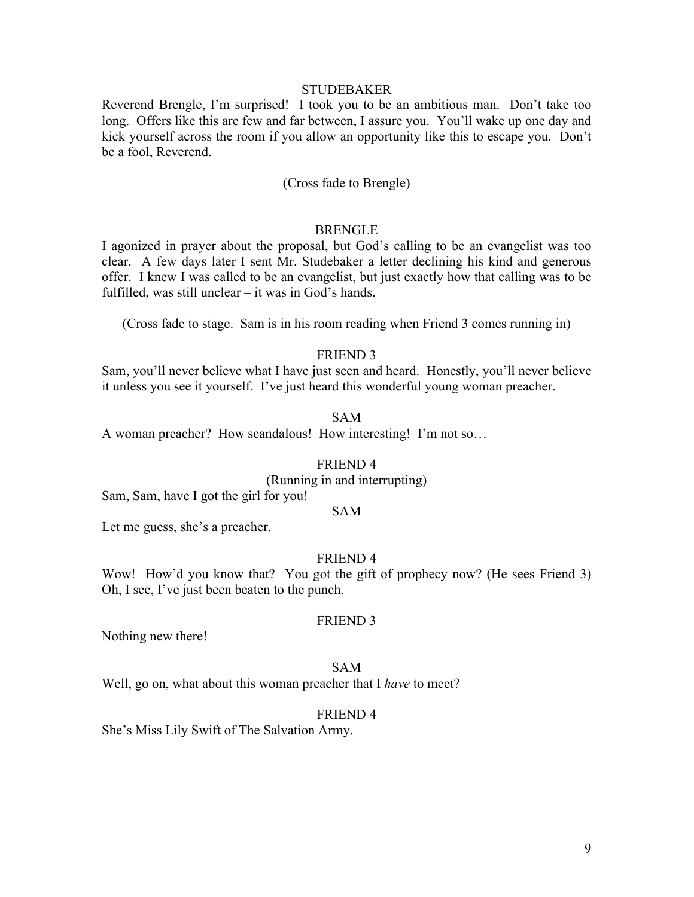STUDEBAKER

Reverend Brengle, I'm surprised! I took you to be an ambitious man. Don't take too long. Offers like this are few and far between, I assure you. You'll wake up one day and kick yourself across the room if you allow an opportunity like this to escape you. Don't be a fool, Reverend.

(Cross fade to Brengle)

BRENGLE

I agonized in prayer about the proposal, but God's calling to be an evangelist was too clear. A few days later I sent Mr. Studebaker a letter declining his kind and generous offer. I knew I was called to be an evangelist, but just exactly how that calling was to be fulfilled, was still unclear – it was in God's hands.

(Cross fade to stage. Sam is in his room reading when Friend 3 comes running in)

FRIEND 3

Sam, you'll never believe what I have just seen and heard. Honestly, you'll never believe it unless you see it yourself. I've just heard this wonderful young woman preacher.

SAM

A woman preacher? How scandalous! How interesting! I'm not so…

FRIEND 4

(Running in and interrupting)

Sam, Sam, have I got the girl for you!

SAM

Let me guess, she's a preacher.

FRIEND 4

Wow! How'd you know that? You got the gift of prophecy now? (He sees Friend 3) Oh, I see, I've just been beaten to the punch.

FRIEND 3

Nothing new there!

SAM

Well, go on, what about this woman preacher that I *have* to meet?

FRIEND 4

She's Miss Lily Swift of The Salvation Army.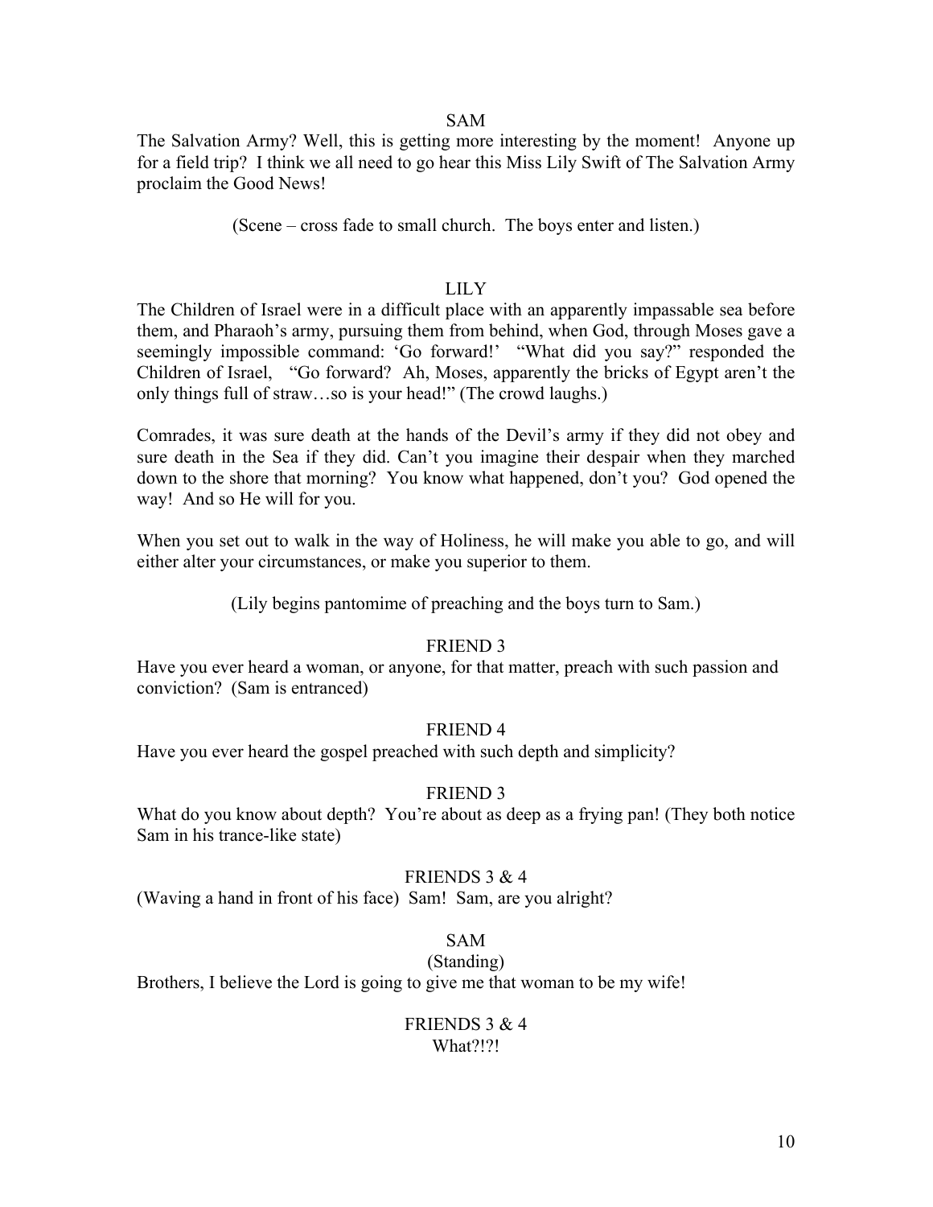SAM

The Salvation Army? Well, this is getting more interesting by the moment! Anyone up for a field trip? I think we all need to go hear this Miss Lily Swift of The Salvation Army proclaim the Good News!

(Scene – cross fade to small church. The boys enter and listen.)

LILY

The Children of Israel were in a difficult place with an apparently impassable sea before them, and Pharaoh's army, pursuing them from behind, when God, through Moses gave a seemingly impossible command: 'Go forward!' "What did you say?" responded the Children of Israel, "Go forward? Ah, Moses, apparently the bricks of Egypt aren't the only things full of straw…so is your head!" (The crowd laughs.)

Comrades, it was sure death at the hands of the Devil's army if they did not obey and sure death in the Sea if they did. Can't you imagine their despair when they marched down to the shore that morning? You know what happened, don't you? God opened the way! And so He will for you.

When you set out to walk in the way of Holiness, he will make you able to go, and will either alter your circumstances, or make you superior to them.

(Lily begins pantomime of preaching and the boys turn to Sam.)

FRIEND 3

Have you ever heard a woman, or anyone, for that matter, preach with such passion and conviction? (Sam is entranced)

FRIEND 4

Have you ever heard the gospel preached with such depth and simplicity?

FRIEND 3

What do you know about depth? You're about as deep as a frying pan! (They both notice Sam in his trance-like state)

FRIENDS 3 & 4

(Waving a hand in front of his face) Sam! Sam, are you alright?

SAM

(Standing)

Brothers, I believe the Lord is going to give me that woman to be my wife!

FRIENDS 3 & 4

What?!?!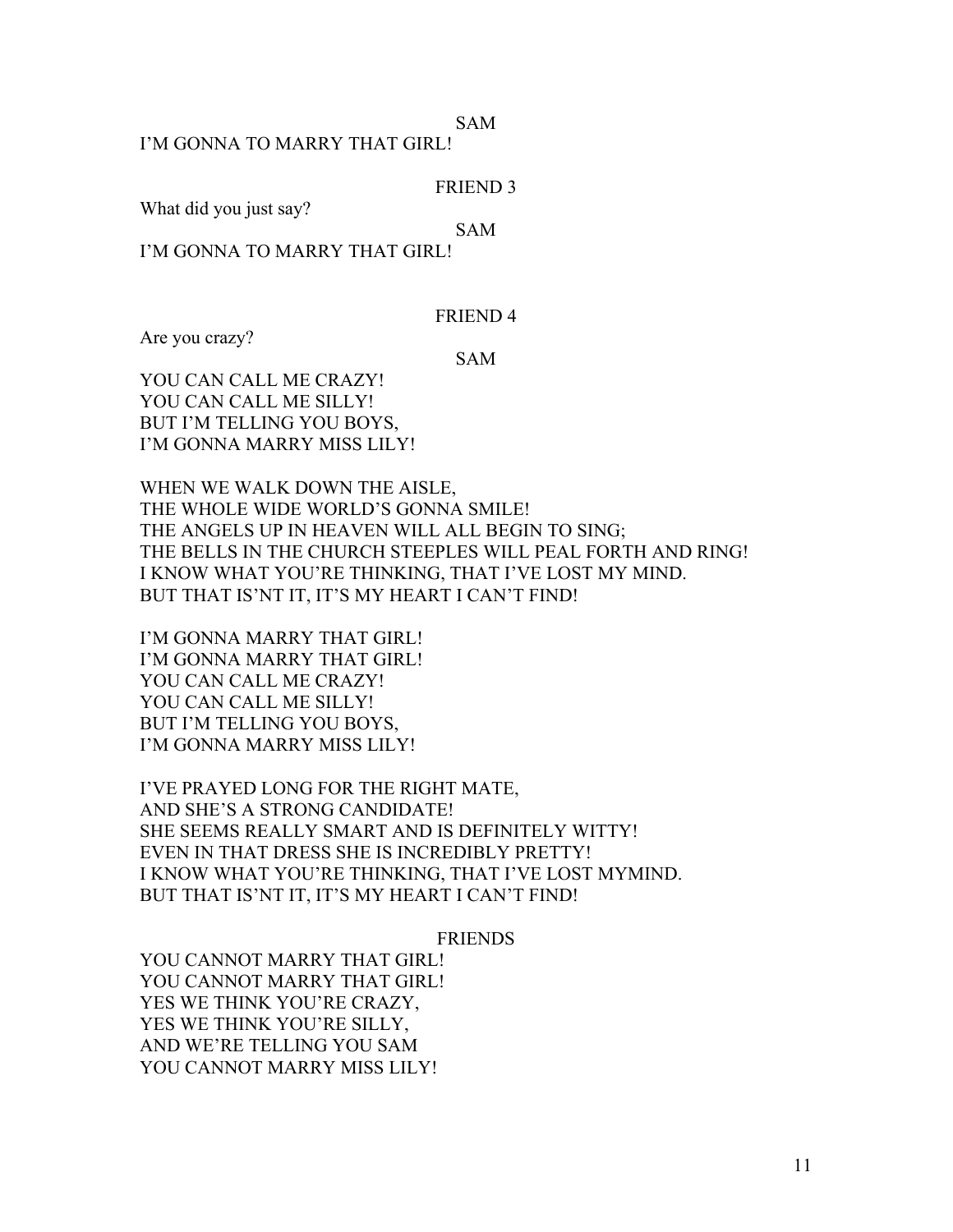SAM

I'M GONNA TO MARRY THAT GIRL!

FRIEND 3

What did you just say?

SAM

I'M GONNA TO MARRY THAT GIRL!

FRIEND 4

Are you crazy?

SAM

YOU CAN CALL ME CRAZY!  
YOU CAN CALL ME SILLY!  
BUT I'M TELLING YOU BOYS,  
I'M GONNA MARRY MISS LILY!

WHEN WE WALK DOWN THE AISLE,  
THE WHOLE WIDE WORLD'S GONNA SMILE!  
THE ANGELS UP IN HEAVEN WILL ALL BEGIN TO SING;  
THE BELLS IN THE CHURCH STEEPLES WILL PEAL FORTH AND RING!  
I KNOW WHAT YOU'RE THINKING, THAT I'VE LOST MY MIND.  
BUT THAT IS'NT IT, IT'S MY HEART I CAN'T FIND!

I'M GONNA MARRY THAT GIRL!  
I'M GONNA MARRY THAT GIRL!  
YOU CAN CALL ME CRAZY!  
YOU CAN CALL ME SILLY!  
BUT I'M TELLING YOU BOYS,  
I'M GONNA MARRY MISS LILY!

I'VE PRAYED LONG FOR THE RIGHT MATE,  
AND SHE'S A STRONG CANDIDATE!  
SHE SEEMS REALLY SMART AND IS DEFINITELY WITTY!  
EVEN IN THAT DRESS SHE IS INCREDIBLY PRETTY!  
I KNOW WHAT YOU'RE THINKING, THAT I'VE LOST MYMIND.  
BUT THAT IS'NT IT, IT'S MY HEART I CAN'T FIND!

FRIENDS

YOU CANNOT MARRY THAT GIRL!  
YOU CANNOT MARRY THAT GIRL!  
YES WE THINK YOU'RE CRAZY,  
YES WE THINK YOU'RE SILLY,  
AND WE'RE TELLING YOU SAM  
YOU CANNOT MARRY MISS LILY!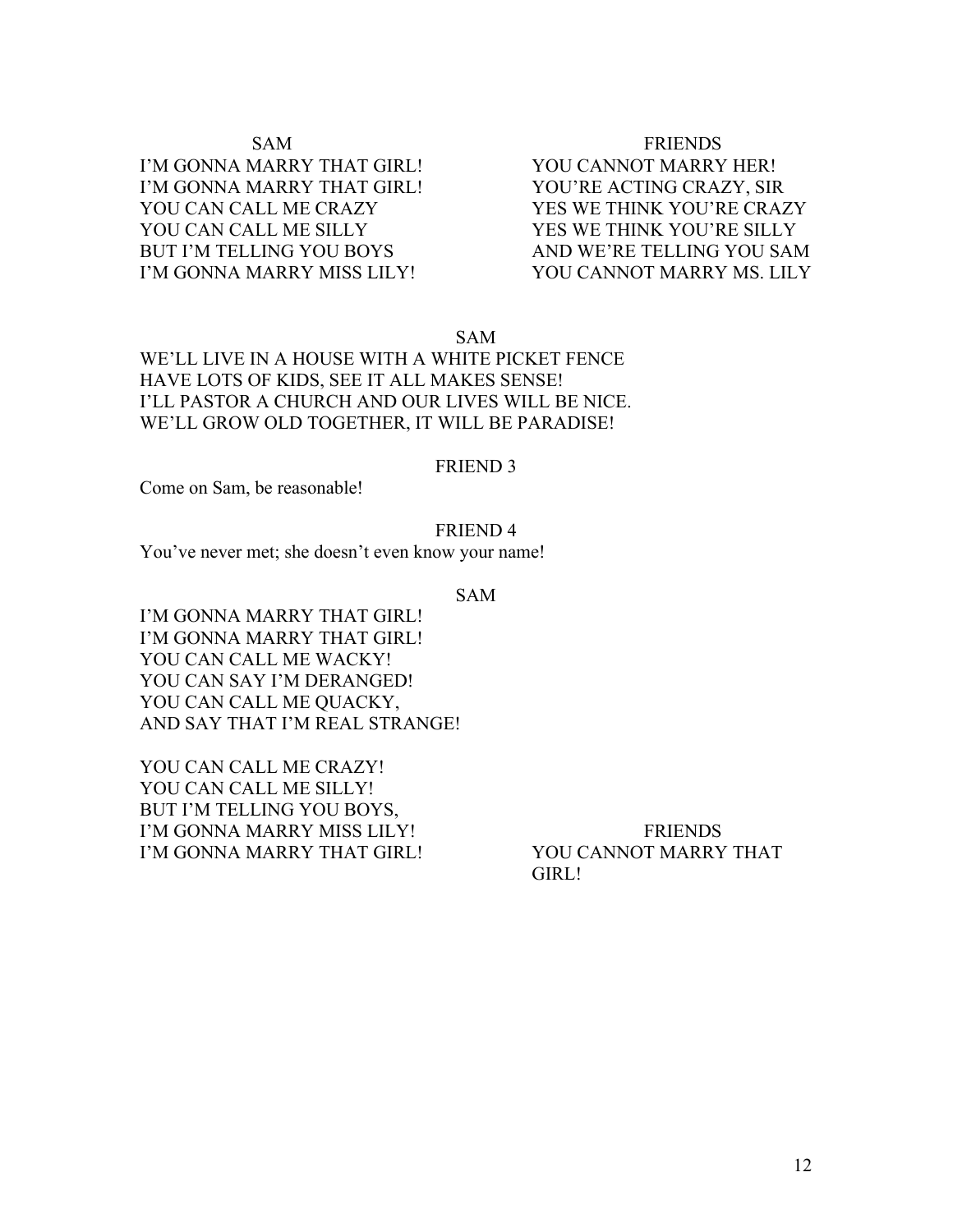| SAM | FRIENDS |
| --- | --- |
| I'M GONNA MARRY THAT GIRL! | YOU CANNOT MARRY HER! |
| I'M GONNA MARRY THAT GIRL! | YOU'RE ACTING CRAZY, SIR |
| YOU CAN CALL ME CRAZY | YES WE THINK YOU'RE CRAZY |
| YOU CAN CALL ME SILLY | YES WE THINK YOU'RE SILLY |
| BUT I'M TELLING YOU BOYS | AND WE'RE TELLING YOU SAM |
| I'M GONNA MARRY MISS LILY! | YOU CANNOT MARRY MS. LILY |

SAM

WE'LL LIVE IN A HOUSE WITH A WHITE PICKET FENCE
HAVE LOTS OF KIDS, SEE IT ALL MAKES SENSE!
I'LL PASTOR A CHURCH AND OUR LIVES WILL BE NICE.
WE'LL GROW OLD TOGETHER, IT WILL BE PARADISE!

FRIEND 3

Come on Sam, be reasonable!

FRIEND 4

You've never met; she doesn't even know your name!

SAM

I'M GONNA MARRY THAT GIRL!
I'M GONNA MARRY THAT GIRL!
YOU CAN CALL ME WACKY!
YOU CAN SAY I'M DERANGED!
YOU CAN CALL ME QUACKY,
AND SAY THAT I'M REAL STRANGE!

YOU CAN CALL ME CRAZY!
YOU CAN CALL ME SILLY!
BUT I'M TELLING YOU BOYS,
I'M GONNA MARRY MISS LILY!
I'M GONNA MARRY THAT GIRL!

FRIENDS

YOU CANNOT MARRY THAT GIRL!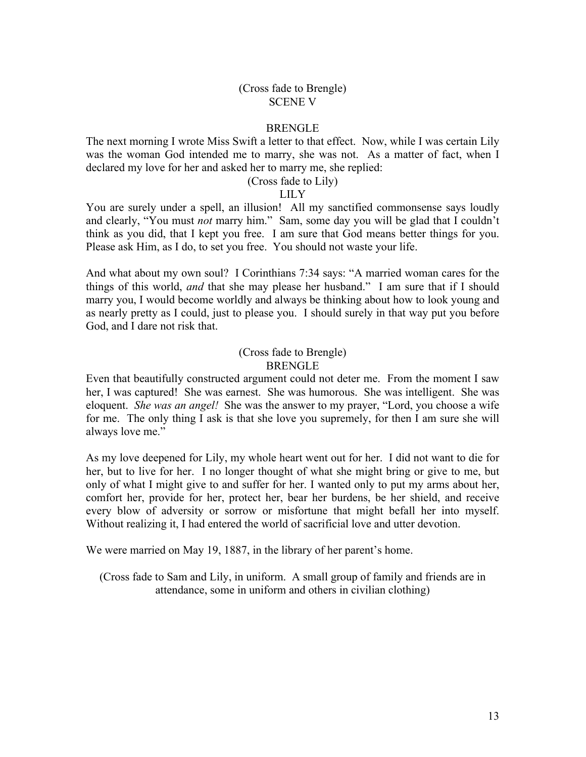(Cross fade to Brengle)

SCENE V

BRENGLE

The next morning I wrote Miss Swift a letter to that effect. Now, while I was certain Lily was the woman God intended me to marry, she was not. As a matter of fact, when I declared my love for her and asked her to marry me, she replied:

(Cross fade to Lily)

LILY

You are surely under a spell, an illusion! All my sanctified commonsense says loudly and clearly, "You must *not* marry him." Sam, some day you will be glad that I couldn't think as you did, that I kept you free. I am sure that God means better things for you. Please ask Him, as I do, to set you free. You should not waste your life.

And what about my own soul? I Corinthians 7:34 says: "A married woman cares for the things of this world, *and* that she may please her husband." I am sure that if I should marry you, I would become worldly and always be thinking about how to look young and as nearly pretty as I could, just to please you. I should surely in that way put you before God, and I dare not risk that.

(Cross fade to Brengle)

BRENGLE

Even that beautifully constructed argument could not deter me. From the moment I saw her, I was captured! She was earnest. She was humorous. She was intelligent. She was eloquent. *She was an angel!* She was the answer to my prayer, "Lord, you choose a wife for me. The only thing I ask is that she love you supremely, for then I am sure she will always love me."

As my love deepened for Lily, my whole heart went out for her. I did not want to die for her, but to live for her. I no longer thought of what she might bring or give to me, but only of what I might give to and suffer for her. I wanted only to put my arms about her, comfort her, provide for her, protect her, bear her burdens, be her shield, and receive every blow of adversity or sorrow or misfortune that might befall her into myself. Without realizing it, I had entered the world of sacrificial love and utter devotion.

We were married on May 19, 1887, in the library of her parent's home.

(Cross fade to Sam and Lily, in uniform. A small group of family and friends are in attendance, some in uniform and others in civilian clothing)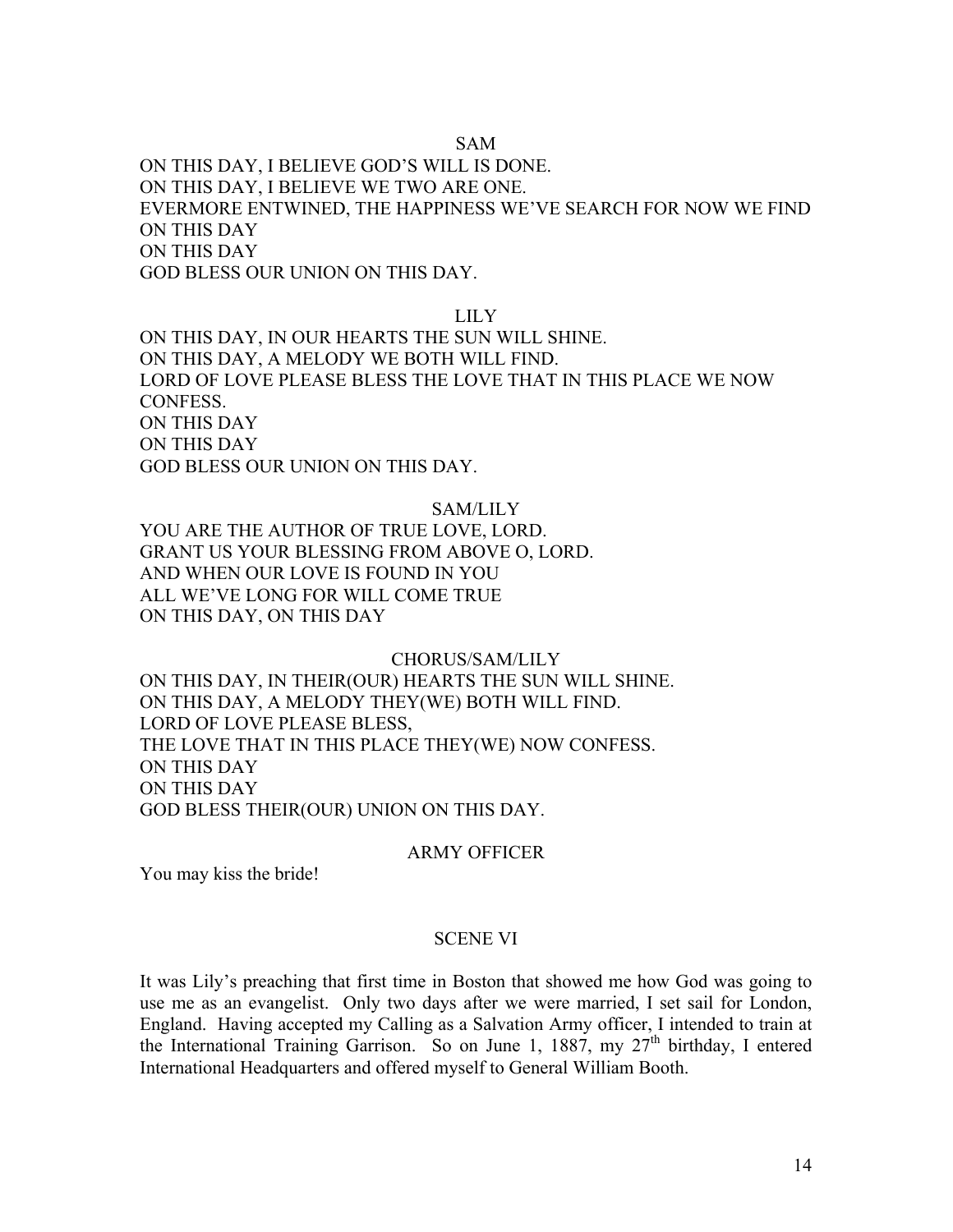SAM

ON THIS DAY, I BELIEVE GOD'S WILL IS DONE.
ON THIS DAY, I BELIEVE WE TWO ARE ONE.
EVERMORE ENTWINED, THE HAPPINESS WE'VE SEARCH FOR NOW WE FIND
ON THIS DAY
ON THIS DAY
GOD BLESS OUR UNION ON THIS DAY.

LILY

ON THIS DAY, IN OUR HEARTS THE SUN WILL SHINE.
ON THIS DAY, A MELODY WE BOTH WILL FIND.
LORD OF LOVE PLEASE BLESS THE LOVE THAT IN THIS PLACE WE NOW CONFESS.
ON THIS DAY
ON THIS DAY
GOD BLESS OUR UNION ON THIS DAY.

SAM/LILY

YOU ARE THE AUTHOR OF TRUE LOVE, LORD.
GRANT US YOUR BLESSING FROM ABOVE O, LORD.
AND WHEN OUR LOVE IS FOUND IN YOU
ALL WE'VE LONG FOR WILL COME TRUE
ON THIS DAY, ON THIS DAY

CHORUS/SAM/LILY

ON THIS DAY, IN THEIR(OUR) HEARTS THE SUN WILL SHINE.
ON THIS DAY, A MELODY THEY(WE) BOTH WILL FIND.
LORD OF LOVE PLEASE BLESS,
THE LOVE THAT IN THIS PLACE THEY(WE) NOW CONFESS.
ON THIS DAY
ON THIS DAY
GOD BLESS THEIR(OUR) UNION ON THIS DAY.

ARMY OFFICER

You may kiss the bride!

## SCENE VI

It was Lily's preaching that first time in Boston that showed me how God was going to use me as an evangelist. Only two days after we were married, I set sail for London, England. Having accepted my Calling as a Salvation Army officer, I intended to train at the International Training Garrison. So on June 1, 1887, my 27th birthday, I entered International Headquarters and offered myself to General William Booth.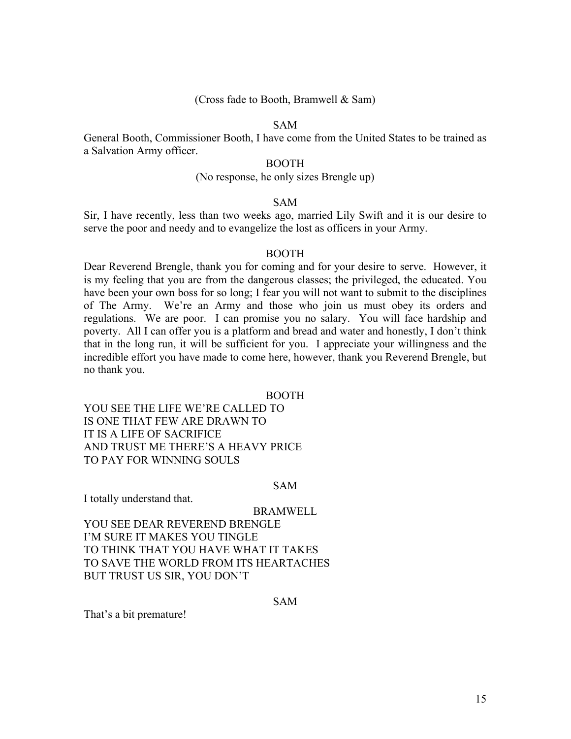(Cross fade to Booth, Bramwell & Sam)

SAM

General Booth, Commissioner Booth, I have come from the United States to be trained as a Salvation Army officer.

BOOTH

(No response, he only sizes Brengle up)

SAM

Sir, I have recently, less than two weeks ago, married Lily Swift and it is our desire to serve the poor and needy and to evangelize the lost as officers in your Army.

BOOTH

Dear Reverend Brengle, thank you for coming and for your desire to serve. However, it is my feeling that you are from the dangerous classes; the privileged, the educated. You have been your own boss for so long; I fear you will not want to submit to the disciplines of The Army. We're an Army and those who join us must obey its orders and regulations. We are poor. I can promise you no salary. You will face hardship and poverty. All I can offer you is a platform and bread and water and honestly, I don't think that in the long run, it will be sufficient for you. I appreciate your willingness and the incredible effort you have made to come here, however, thank you Reverend Brengle, but no thank you.

BOOTH

YOU SEE THE LIFE WE'RE CALLED TO
IS ONE THAT FEW ARE DRAWN TO
IT IS A LIFE OF SACRIFICE
AND TRUST ME THERE'S A HEAVY PRICE
TO PAY FOR WINNING SOULS

SAM

I totally understand that.

BRAMWELL

YOU SEE DEAR REVEREND BRENGLE
I'M SURE IT MAKES YOU TINGLE
TO THINK THAT YOU HAVE WHAT IT TAKES
TO SAVE THE WORLD FROM ITS HEARTACHES
BUT TRUST US SIR, YOU DON'T

SAM

That's a bit premature!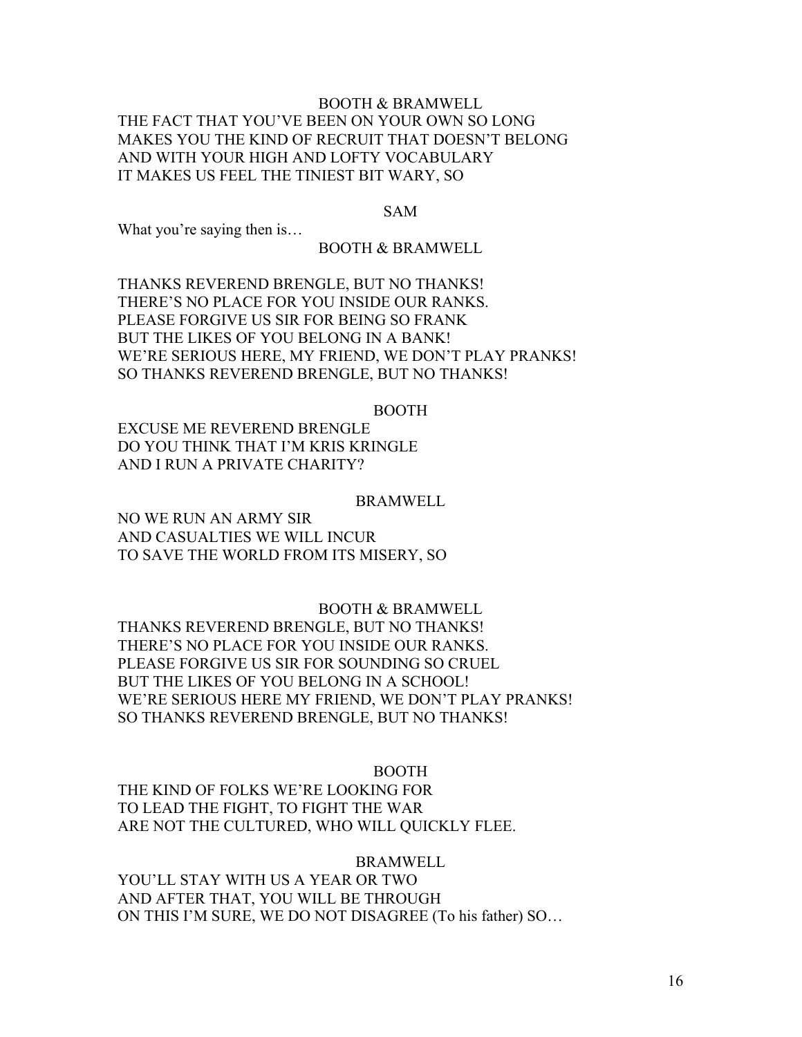BOOTH & BRAMWELL

THE FACT THAT YOU'VE BEEN ON YOUR OWN SO LONG
MAKES YOU THE KIND OF RECRUIT THAT DOESN'T BELONG
AND WITH YOUR HIGH AND LOFTY VOCABULARY
IT MAKES US FEEL THE TINIEST BIT WARY, SO

SAM

What you're saying then is…

BOOTH & BRAMWELL

THANKS REVEREND BRENGLE, BUT NO THANKS!
THERE'S NO PLACE FOR YOU INSIDE OUR RANKS.
PLEASE FORGIVE US SIR FOR BEING SO FRANK
BUT THE LIKES OF YOU BELONG IN A BANK!
WE'RE SERIOUS HERE, MY FRIEND, WE DON'T PLAY PRANKS!
SO THANKS REVEREND BRENGLE, BUT NO THANKS!

BOOTH

EXCUSE ME REVEREND BRENGLE
DO YOU THINK THAT I'M KRIS KRINGLE
AND I RUN A PRIVATE CHARITY?

BRAMWELL

NO WE RUN AN ARMY SIR
AND CASUALTIES WE WILL INCUR
TO SAVE THE WORLD FROM ITS MISERY, SO

BOOTH & BRAMWELL

THANKS REVEREND BRENGLE, BUT NO THANKS!
THERE'S NO PLACE FOR YOU INSIDE OUR RANKS.
PLEASE FORGIVE US SIR FOR SOUNDING SO CRUEL
BUT THE LIKES OF YOU BELONG IN A SCHOOL!
WE'RE SERIOUS HERE MY FRIEND, WE DON'T PLAY PRANKS!
SO THANKS REVEREND BRENGLE, BUT NO THANKS!

BOOTH

THE KIND OF FOLKS WE'RE LOOKING FOR
TO LEAD THE FIGHT, TO FIGHT THE WAR
ARE NOT THE CULTURED, WHO WILL QUICKLY FLEE.

BRAMWELL

YOU'LL STAY WITH US A YEAR OR TWO
AND AFTER THAT, YOU WILL BE THROUGH
ON THIS I'M SURE, WE DO NOT DISAGREE (To his father) SO…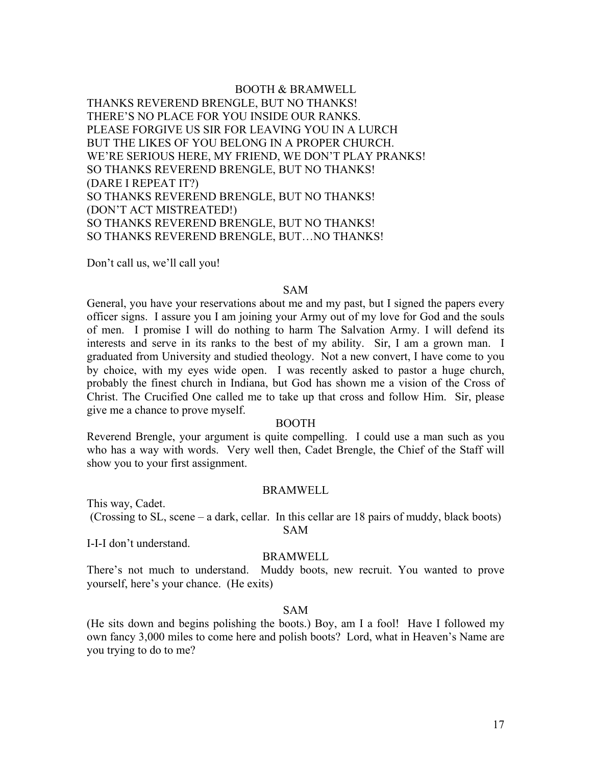BOOTH & BRAMWELL

THANKS REVEREND BRENGLE, BUT NO THANKS!
THERE'S NO PLACE FOR YOU INSIDE OUR RANKS.
PLEASE FORGIVE US SIR FOR LEAVING YOU IN A LURCH
BUT THE LIKES OF YOU BELONG IN A PROPER CHURCH.
WE'RE SERIOUS HERE, MY FRIEND, WE DON'T PLAY PRANKS!
SO THANKS REVEREND BRENGLE, BUT NO THANKS!
(DARE I REPEAT IT?)
SO THANKS REVEREND BRENGLE, BUT NO THANKS!
(DON'T ACT MISTREATED!)
SO THANKS REVEREND BRENGLE, BUT NO THANKS!
SO THANKS REVEREND BRENGLE, BUT…NO THANKS!

Don't call us, we'll call you!

SAM

General, you have your reservations about me and my past, but I signed the papers every officer signs. I assure you I am joining your Army out of my love for God and the souls of men. I promise I will do nothing to harm The Salvation Army. I will defend its interests and serve in its ranks to the best of my ability. Sir, I am a grown man. I graduated from University and studied theology. Not a new convert, I have come to you by choice, with my eyes wide open. I was recently asked to pastor a huge church, probably the finest church in Indiana, but God has shown me a vision of the Cross of Christ. The Crucified One called me to take up that cross and follow Him. Sir, please give me a chance to prove myself.

BOOTH

Reverend Brengle, your argument is quite compelling. I could use a man such as you who has a way with words. Very well then, Cadet Brengle, the Chief of the Staff will show you to your first assignment.

BRAMWELL

This way, Cadet.
(Crossing to SL, scene – a dark, cellar. In this cellar are 18 pairs of muddy, black boots)

SAM

I-I-I don't understand.

BRAMWELL

There's not much to understand. Muddy boots, new recruit. You wanted to prove yourself, here's your chance. (He exits)

SAM

(He sits down and begins polishing the boots.) Boy, am I a fool! Have I followed my own fancy 3,000 miles to come here and polish boots? Lord, what in Heaven's Name are you trying to do to me?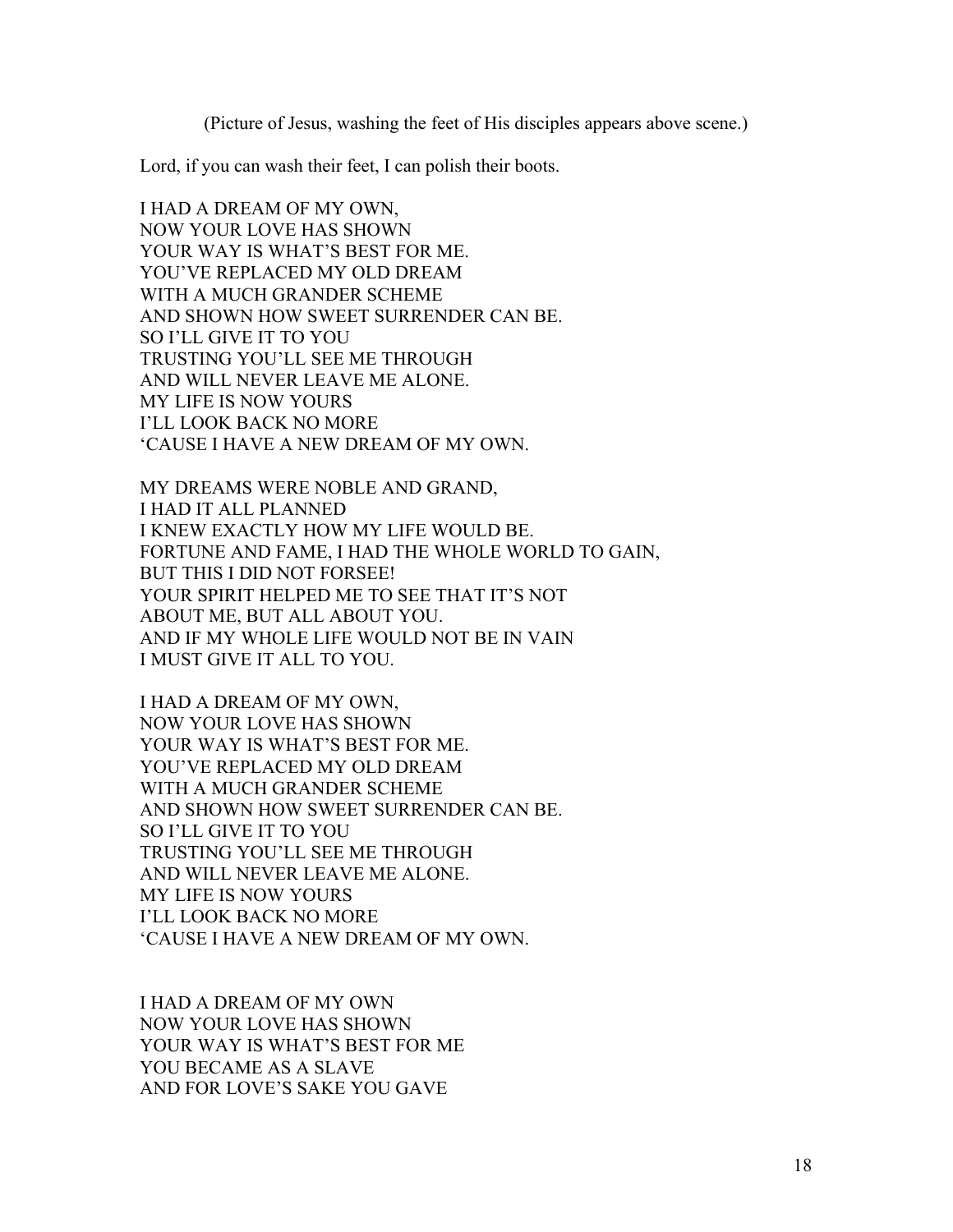(Picture of Jesus, washing the feet of His disciples appears above scene.)

Lord, if you can wash their feet, I can polish their boots.

I HAD A DREAM OF MY OWN,  
NOW YOUR LOVE HAS SHOWN  
YOUR WAY IS WHAT'S BEST FOR ME.  
YOU'VE REPLACED MY OLD DREAM  
WITH A MUCH GRANDER SCHEME  
AND SHOWN HOW SWEET SURRENDER CAN BE.  
SO I'LL GIVE IT TO YOU  
TRUSTING YOU'LL SEE ME THROUGH  
AND WILL NEVER LEAVE ME ALONE.  
MY LIFE IS NOW YOURS  
I'LL LOOK BACK NO MORE  
'CAUSE I HAVE A NEW DREAM OF MY OWN.

MY DREAMS WERE NOBLE AND GRAND,  
I HAD IT ALL PLANNED  
I KNEW EXACTLY HOW MY LIFE WOULD BE.  
FORTUNE AND FAME, I HAD THE WHOLE WORLD TO GAIN,  
BUT THIS I DID NOT FORSEE!  
YOUR SPIRIT HELPED ME TO SEE THAT IT'S NOT  
ABOUT ME, BUT ALL ABOUT YOU.  
AND IF MY WHOLE LIFE WOULD NOT BE IN VAIN  
I MUST GIVE IT ALL TO YOU.

I HAD A DREAM OF MY OWN,  
NOW YOUR LOVE HAS SHOWN  
YOUR WAY IS WHAT'S BEST FOR ME.  
YOU'VE REPLACED MY OLD DREAM  
WITH A MUCH GRANDER SCHEME  
AND SHOWN HOW SWEET SURRENDER CAN BE.  
SO I'LL GIVE IT TO YOU  
TRUSTING YOU'LL SEE ME THROUGH  
AND WILL NEVER LEAVE ME ALONE.  
MY LIFE IS NOW YOURS  
I'LL LOOK BACK NO MORE  
'CAUSE I HAVE A NEW DREAM OF MY OWN.

I HAD A DREAM OF MY OWN  
NOW YOUR LOVE HAS SHOWN  
YOUR WAY IS WHAT'S BEST FOR ME  
YOU BECAME AS A SLAVE  
AND FOR LOVE'S SAKE YOU GAVE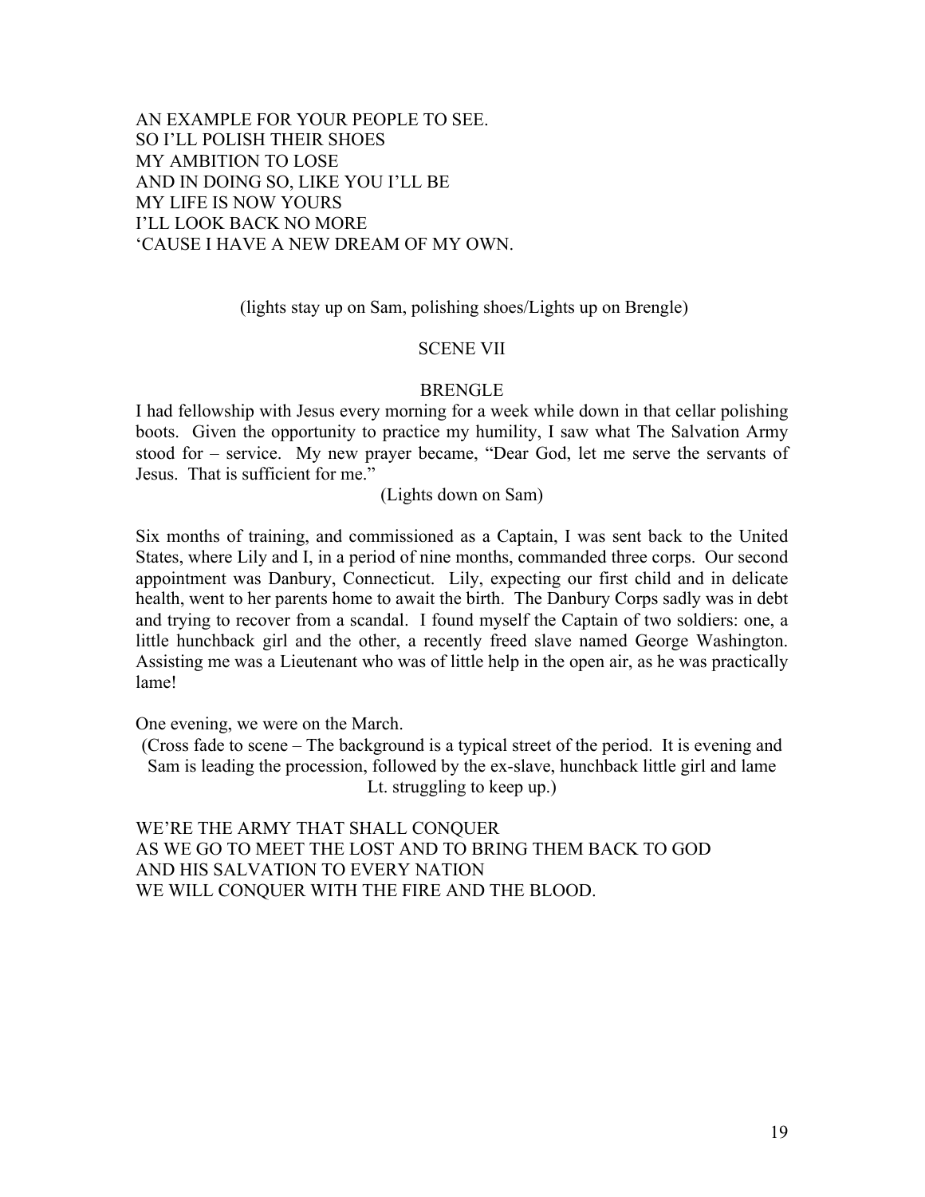AN EXAMPLE FOR YOUR PEOPLE TO SEE.
SO I'LL POLISH THEIR SHOES
MY AMBITION TO LOSE
AND IN DOING SO, LIKE YOU I'LL BE
MY LIFE IS NOW YOURS
I'LL LOOK BACK NO MORE
'CAUSE I HAVE A NEW DREAM OF MY OWN.

(lights stay up on Sam, polishing shoes/Lights up on Brengle)

SCENE VII

BRENGLE

I had fellowship with Jesus every morning for a week while down in that cellar polishing boots. Given the opportunity to practice my humility, I saw what The Salvation Army stood for – service. My new prayer became, "Dear God, let me serve the servants of Jesus. That is sufficient for me."

(Lights down on Sam)

Six months of training, and commissioned as a Captain, I was sent back to the United States, where Lily and I, in a period of nine months, commanded three corps. Our second appointment was Danbury, Connecticut. Lily, expecting our first child and in delicate health, went to her parents home to await the birth. The Danbury Corps sadly was in debt and trying to recover from a scandal. I found myself the Captain of two soldiers: one, a little hunchback girl and the other, a recently freed slave named George Washington. Assisting me was a Lieutenant who was of little help in the open air, as he was practically lame!

One evening, we were on the March.

(Cross fade to scene – The background is a typical street of the period. It is evening and Sam is leading the procession, followed by the ex-slave, hunchback little girl and lame Lt. struggling to keep up.)

WE'RE THE ARMY THAT SHALL CONQUER
AS WE GO TO MEET THE LOST AND TO BRING THEM BACK TO GOD
AND HIS SALVATION TO EVERY NATION
WE WILL CONQUER WITH THE FIRE AND THE BLOOD.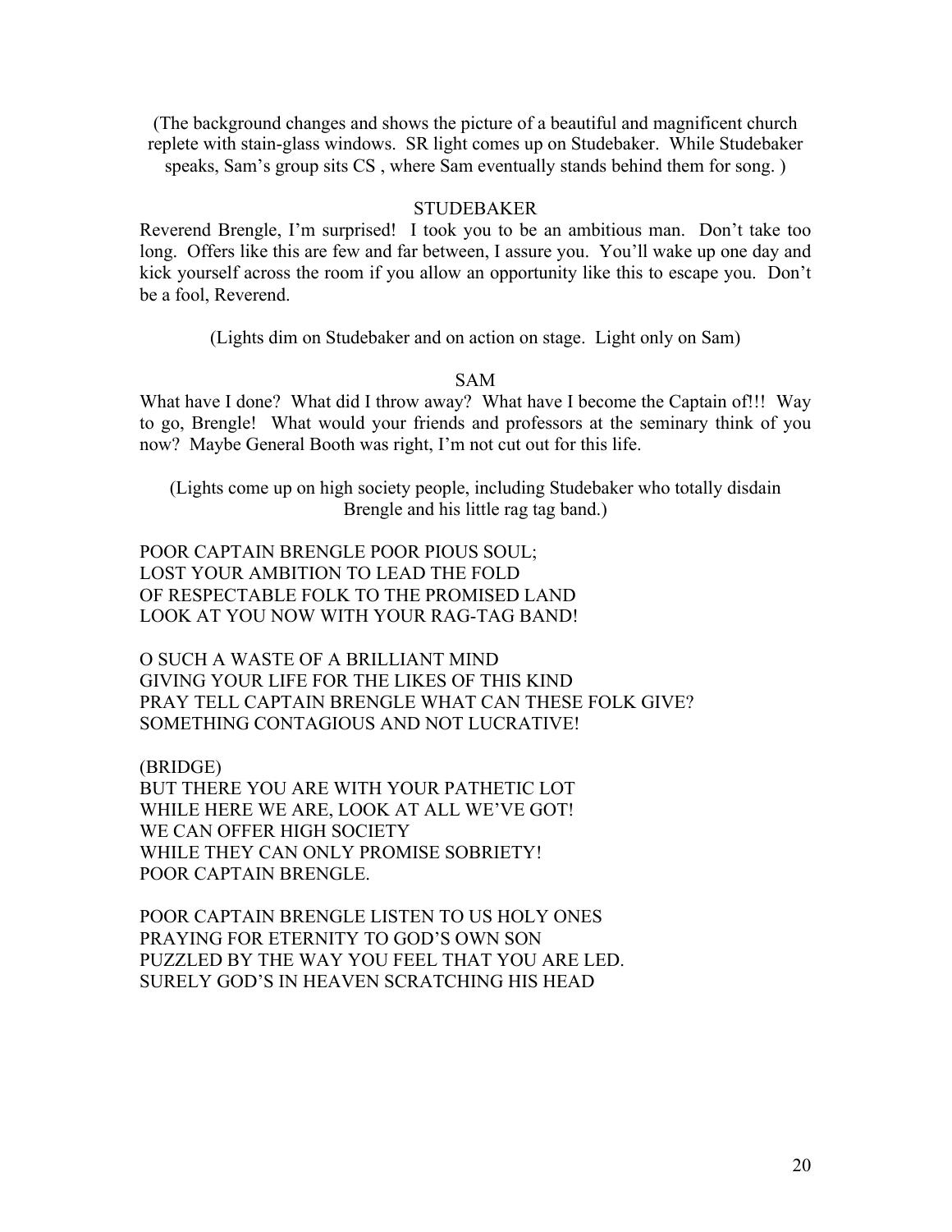(The background changes and shows the picture of a beautiful and magnificent church replete with stain-glass windows. SR light comes up on Studebaker. While Studebaker speaks, Sam's group sits CS , where Sam eventually stands behind them for song. )

STUDEBAKER

Reverend Brengle, I'm surprised! I took you to be an ambitious man. Don't take too long. Offers like this are few and far between, I assure you. You'll wake up one day and kick yourself across the room if you allow an opportunity like this to escape you. Don't be a fool, Reverend.

(Lights dim on Studebaker and on action on stage. Light only on Sam)

SAM

What have I done? What did I throw away? What have I become the Captain of!!! Way to go, Brengle! What would your friends and professors at the seminary think of you now? Maybe General Booth was right, I'm not cut out for this life.

(Lights come up on high society people, including Studebaker who totally disdain Brengle and his little rag tag band.)

POOR CAPTAIN BRENGLE POOR PIOUS SOUL;  
LOST YOUR AMBITION TO LEAD THE FOLD  
OF RESPECTABLE FOLK TO THE PROMISED LAND  
LOOK AT YOU NOW WITH YOUR RAG-TAG BAND!

O SUCH A WASTE OF A BRILLIANT MIND  
GIVING YOUR LIFE FOR THE LIKES OF THIS KIND  
PRAY TELL CAPTAIN BRENGLE WHAT CAN THESE FOLK GIVE?  
SOMETHING CONTAGIOUS AND NOT LUCRATIVE!

(BRIDGE)  
BUT THERE YOU ARE WITH YOUR PATHETIC LOT  
WHILE HERE WE ARE, LOOK AT ALL WE'VE GOT!  
WE CAN OFFER HIGH SOCIETY  
WHILE THEY CAN ONLY PROMISE SOBRIETY!  
POOR CAPTAIN BRENGLE.

POOR CAPTAIN BRENGLE LISTEN TO US HOLY ONES  
PRAYING FOR ETERNITY TO GOD'S OWN SON  
PUZZLED BY THE WAY YOU FEEL THAT YOU ARE LED.  
SURELY GOD'S IN HEAVEN SCRATCHING HIS HEAD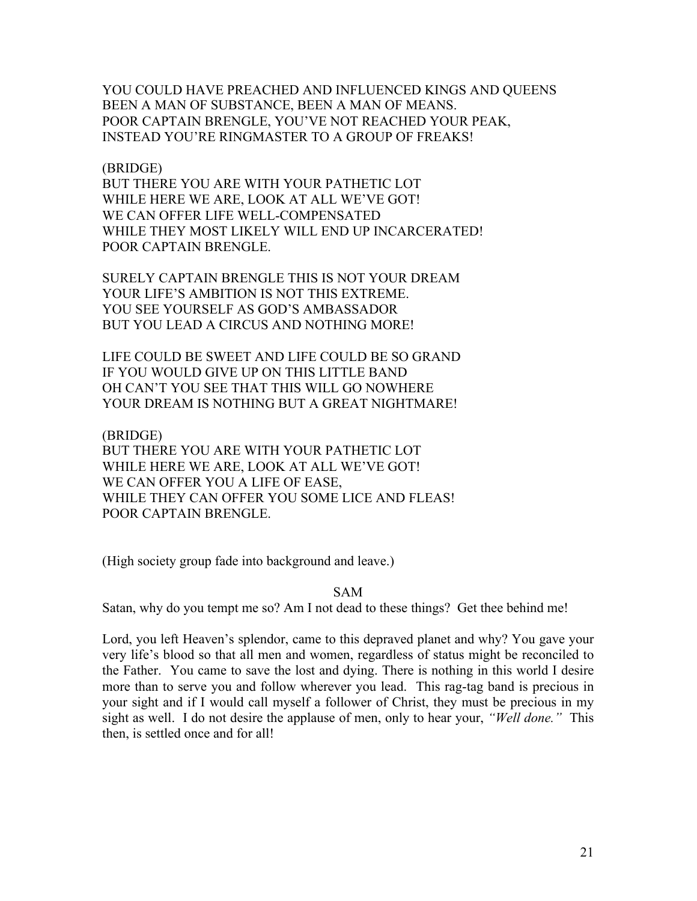YOU COULD HAVE PREACHED AND INFLUENCED KINGS AND QUEENS
BEEN A MAN OF SUBSTANCE, BEEN A MAN OF MEANS.
POOR CAPTAIN BRENGLE, YOU'VE NOT REACHED YOUR PEAK,
INSTEAD YOU'RE RINGMASTER TO A GROUP OF FREAKS!

(BRIDGE)
BUT THERE YOU ARE WITH YOUR PATHETIC LOT
WHILE HERE WE ARE, LOOK AT ALL WE'VE GOT!
WE CAN OFFER LIFE WELL-COMPENSATED
WHILE THEY MOST LIKELY WILL END UP INCARCERATED!
POOR CAPTAIN BRENGLE.

SURELY CAPTAIN BRENGLE THIS IS NOT YOUR DREAM
YOUR LIFE'S AMBITION IS NOT THIS EXTREME.
YOU SEE YOURSELF AS GOD'S AMBASSADOR
BUT YOU LEAD A CIRCUS AND NOTHING MORE!

LIFE COULD BE SWEET AND LIFE COULD BE SO GRAND
IF YOU WOULD GIVE UP ON THIS LITTLE BAND
OH CAN'T YOU SEE THAT THIS WILL GO NOWHERE
YOUR DREAM IS NOTHING BUT A GREAT NIGHTMARE!

(BRIDGE)
BUT THERE YOU ARE WITH YOUR PATHETIC LOT
WHILE HERE WE ARE, LOOK AT ALL WE'VE GOT!
WE CAN OFFER YOU A LIFE OF EASE,
WHILE THEY CAN OFFER YOU SOME LICE AND FLEAS!
POOR CAPTAIN BRENGLE.

(High society group fade into background and leave.)

SAM

Satan, why do you tempt me so? Am I not dead to these things? Get thee behind me!

Lord, you left Heaven's splendor, came to this depraved planet and why? You gave your very life's blood so that all men and women, regardless of status might be reconciled to the Father. You came to save the lost and dying. There is nothing in this world I desire more than to serve you and follow wherever you lead. This rag-tag band is precious in your sight and if I would call myself a follower of Christ, they must be precious in my sight as well. I do not desire the applause of men, only to hear your, *"Well done."* This then, is settled once and for all!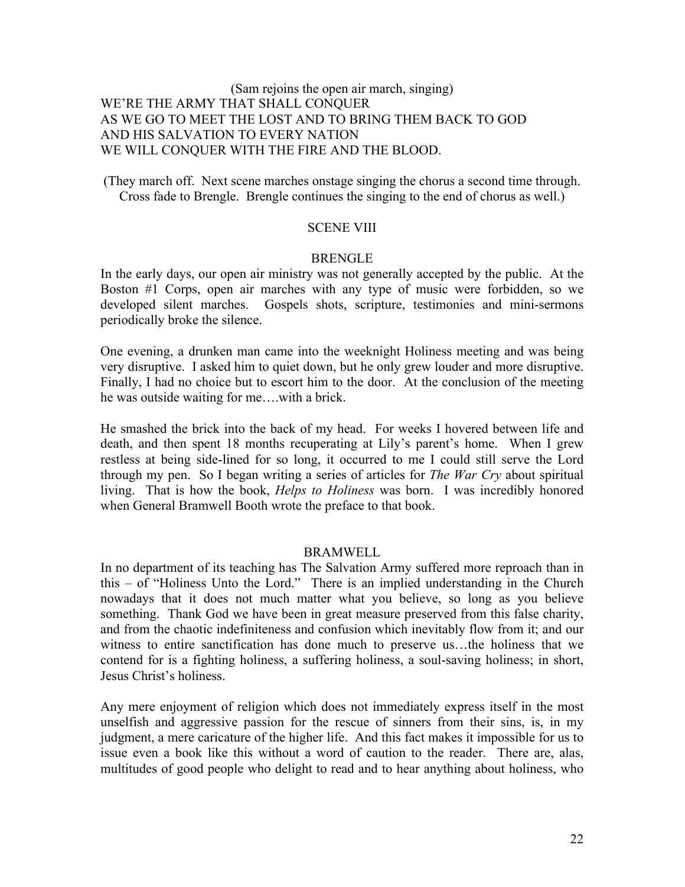(Sam rejoins the open air march, singing)
WE'RE THE ARMY THAT SHALL CONQUER
AS WE GO TO MEET THE LOST AND TO BRING THEM BACK TO GOD
AND HIS SALVATION TO EVERY NATION
WE WILL CONQUER WITH THE FIRE AND THE BLOOD.

(They march off. Next scene marches onstage singing the chorus a second time through. Cross fade to Brengle. Brengle continues the singing to the end of chorus as well.)

SCENE VIII

BRENGLE

In the early days, our open air ministry was not generally accepted by the public. At the Boston #1 Corps, open air marches with any type of music were forbidden, so we developed silent marches. Gospels shots, scripture, testimonies and mini-sermons periodically broke the silence.

One evening, a drunken man came into the weeknight Holiness meeting and was being very disruptive. I asked him to quiet down, but he only grew louder and more disruptive. Finally, I had no choice but to escort him to the door. At the conclusion of the meeting he was outside waiting for me….with a brick.

He smashed the brick into the back of my head. For weeks I hovered between life and death, and then spent 18 months recuperating at Lily's parent's home. When I grew restless at being side-lined for so long, it occurred to me I could still serve the Lord through my pen. So I began writing a series of articles for *The War Cry* about spiritual living. That is how the book, *Helps to Holiness* was born. I was incredibly honored when General Bramwell Booth wrote the preface to that book.

BRAMWELL

In no department of its teaching has The Salvation Army suffered more reproach than in this – of "Holiness Unto the Lord." There is an implied understanding in the Church nowadays that it does not much matter what you believe, so long as you believe something. Thank God we have been in great measure preserved from this false charity, and from the chaotic indefiniteness and confusion which inevitably flow from it; and our witness to entire sanctification has done much to preserve us…the holiness that we contend for is a fighting holiness, a suffering holiness, a soul-saving holiness; in short, Jesus Christ's holiness.

Any mere enjoyment of religion which does not immediately express itself in the most unselfish and aggressive passion for the rescue of sinners from their sins, is, in my judgment, a mere caricature of the higher life. And this fact makes it impossible for us to issue even a book like this without a word of caution to the reader. There are, alas, multitudes of good people who delight to read and to hear anything about holiness, who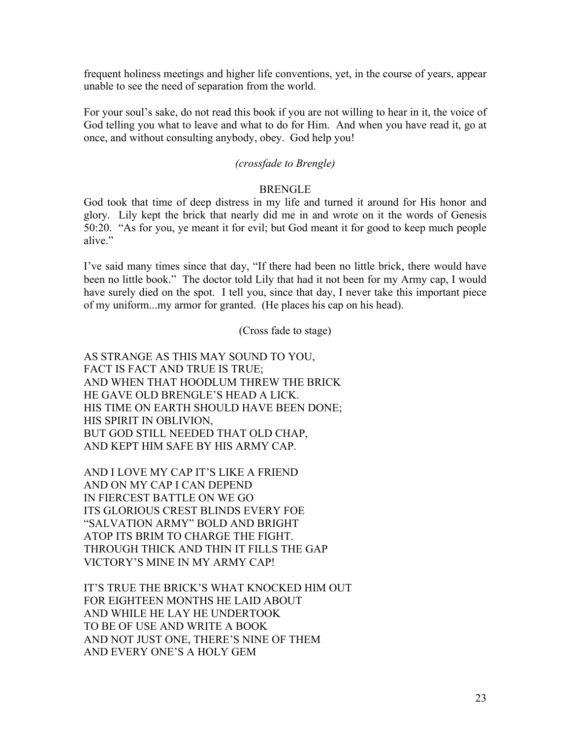frequent holiness meetings and higher life conventions, yet, in the course of years, appear unable to see the need of separation from the world.

For your soul's sake, do not read this book if you are not willing to hear in it, the voice of God telling you what to leave and what to do for Him. And when you have read it, go at once, and without consulting anybody, obey. God help you!

*(crossfade to Brengle)*

BRENGLE

God took that time of deep distress in my life and turned it around for His honor and glory. Lily kept the brick that nearly did me in and wrote on it the words of Genesis 50:20. "As for you, ye meant it for evil; but God meant it for good to keep much people alive."

I've said many times since that day, "If there had been no little brick, there would have been no little book." The doctor told Lily that had it not been for my Army cap, I would have surely died on the spot. I tell you, since that day, I never take this important piece of my uniform...my armor for granted. (He places his cap on his head).

(Cross fade to stage)

AS STRANGE AS THIS MAY SOUND TO YOU,
FACT IS FACT AND TRUE IS TRUE;
AND WHEN THAT HOODLUM THREW THE BRICK
HE GAVE OLD BRENGLE'S HEAD A LICK.
HIS TIME ON EARTH SHOULD HAVE BEEN DONE;
HIS SPIRIT IN OBLIVION,
BUT GOD STILL NEEDED THAT OLD CHAP,
AND KEPT HIM SAFE BY HIS ARMY CAP.

AND I LOVE MY CAP IT'S LIKE A FRIEND
AND ON MY CAP I CAN DEPEND
IN FIERCEST BATTLE ON WE GO
ITS GLORIOUS CREST BLINDS EVERY FOE
"SALVATION ARMY" BOLD AND BRIGHT
ATOP ITS BRIM TO CHARGE THE FIGHT.
THROUGH THICK AND THIN IT FILLS THE GAP
VICTORY'S MINE IN MY ARMY CAP!

IT'S TRUE THE BRICK'S WHAT KNOCKED HIM OUT
FOR EIGHTEEN MONTHS HE LAID ABOUT
AND WHILE HE LAY HE UNDERTOOK
TO BE OF USE AND WRITE A BOOK
AND NOT JUST ONE, THERE'S NINE OF THEM
AND EVERY ONE'S A HOLY GEM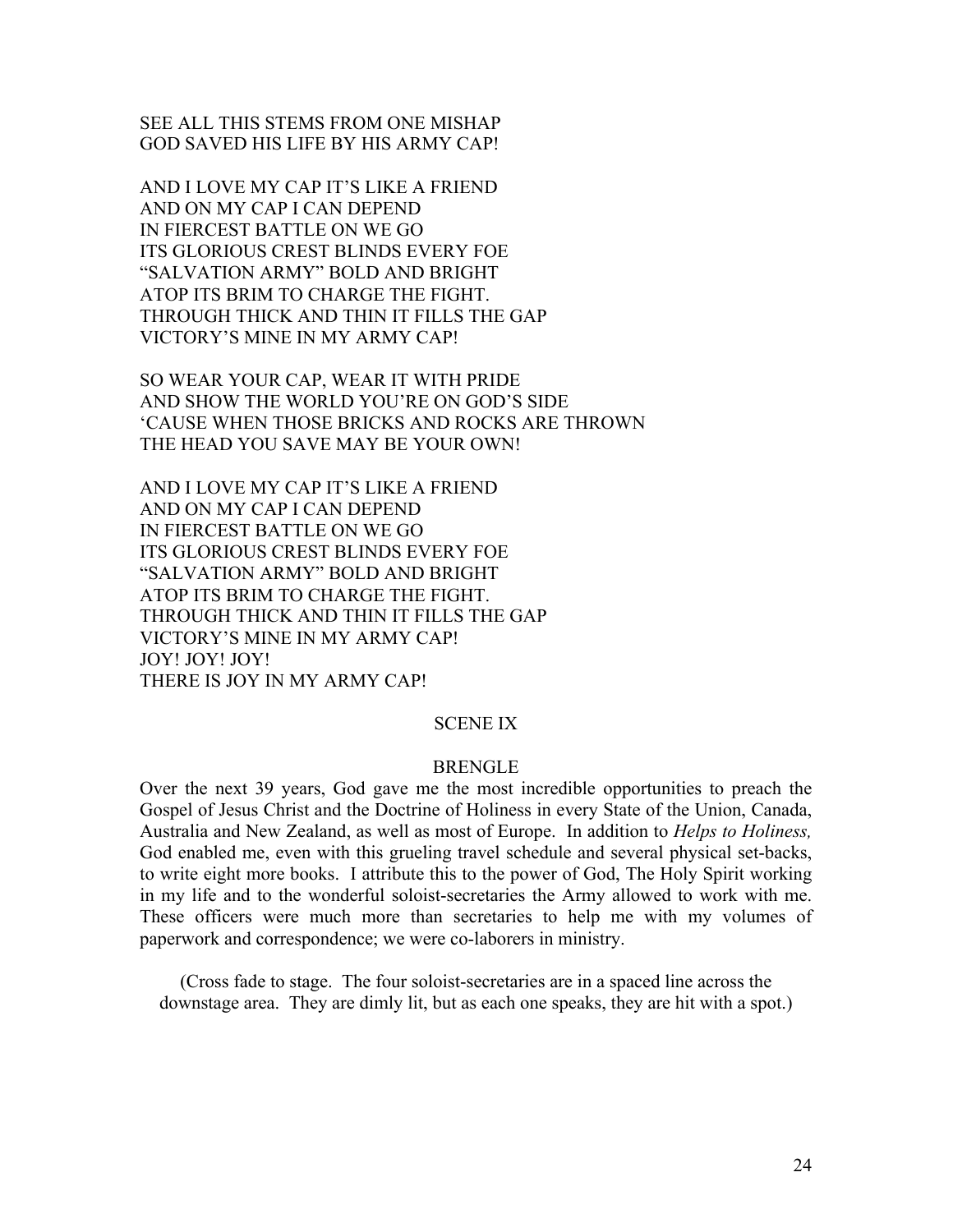SEE ALL THIS STEMS FROM ONE MISHAP
GOD SAVED HIS LIFE BY HIS ARMY CAP!

AND I LOVE MY CAP IT'S LIKE A FRIEND
AND ON MY CAP I CAN DEPEND
IN FIERCEST BATTLE ON WE GO
ITS GLORIOUS CREST BLINDS EVERY FOE
"SALVATION ARMY" BOLD AND BRIGHT
ATOP ITS BRIM TO CHARGE THE FIGHT.
THROUGH THICK AND THIN IT FILLS THE GAP
VICTORY'S MINE IN MY ARMY CAP!

SO WEAR YOUR CAP, WEAR IT WITH PRIDE
AND SHOW THE WORLD YOU'RE ON GOD'S SIDE
'CAUSE WHEN THOSE BRICKS AND ROCKS ARE THROWN
THE HEAD YOU SAVE MAY BE YOUR OWN!

AND I LOVE MY CAP IT'S LIKE A FRIEND
AND ON MY CAP I CAN DEPEND
IN FIERCEST BATTLE ON WE GO
ITS GLORIOUS CREST BLINDS EVERY FOE
"SALVATION ARMY" BOLD AND BRIGHT
ATOP ITS BRIM TO CHARGE THE FIGHT.
THROUGH THICK AND THIN IT FILLS THE GAP
VICTORY'S MINE IN MY ARMY CAP!
JOY! JOY! JOY!
THERE IS JOY IN MY ARMY CAP!

SCENE IX

BRENGLE

Over the next 39 years, God gave me the most incredible opportunities to preach the Gospel of Jesus Christ and the Doctrine of Holiness in every State of the Union, Canada, Australia and New Zealand, as well as most of Europe. In addition to *Helps to Holiness,* God enabled me, even with this grueling travel schedule and several physical set-backs, to write eight more books. I attribute this to the power of God, The Holy Spirit working in my life and to the wonderful soloist-secretaries the Army allowed to work with me. These officers were much more than secretaries to help me with my volumes of paperwork and correspondence; we were co-laborers in ministry.

(Cross fade to stage. The four soloist-secretaries are in a spaced line across the downstage area. They are dimly lit, but as each one speaks, they are hit with a spot.)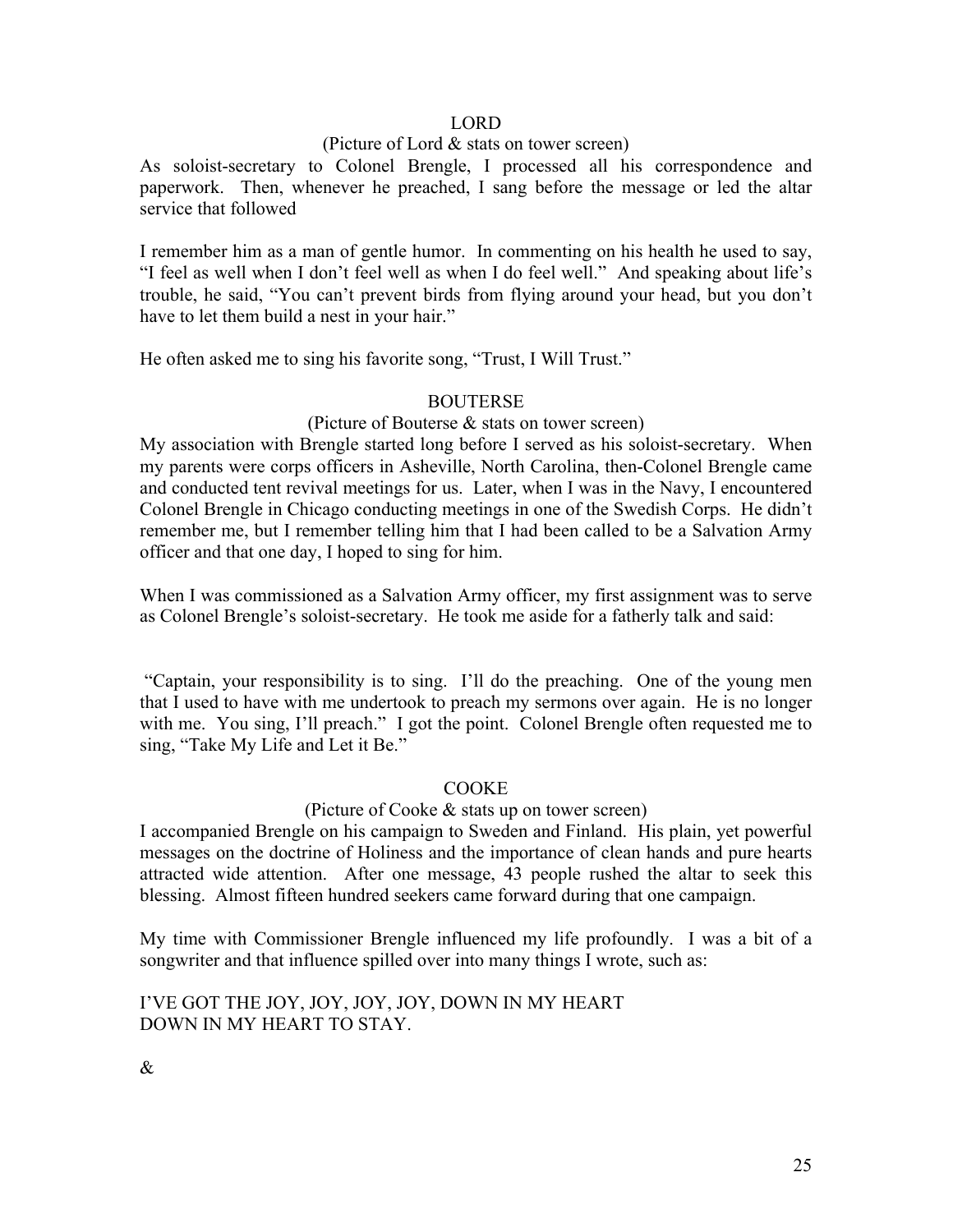LORD

(Picture of Lord & stats on tower screen)

As soloist-secretary to Colonel Brengle, I processed all his correspondence and paperwork. Then, whenever he preached, I sang before the message or led the altar service that followed

I remember him as a man of gentle humor. In commenting on his health he used to say, "I feel as well when I don't feel well as when I do feel well." And speaking about life's trouble, he said, "You can't prevent birds from flying around your head, but you don't have to let them build a nest in your hair."

He often asked me to sing his favorite song, "Trust, I Will Trust."

BOUTERSE

(Picture of Bouterse & stats on tower screen)

My association with Brengle started long before I served as his soloist-secretary. When my parents were corps officers in Asheville, North Carolina, then-Colonel Brengle came and conducted tent revival meetings for us. Later, when I was in the Navy, I encountered Colonel Brengle in Chicago conducting meetings in one of the Swedish Corps. He didn't remember me, but I remember telling him that I had been called to be a Salvation Army officer and that one day, I hoped to sing for him.

When I was commissioned as a Salvation Army officer, my first assignment was to serve as Colonel Brengle's soloist-secretary. He took me aside for a fatherly talk and said:

"Captain, your responsibility is to sing. I'll do the preaching. One of the young men that I used to have with me undertook to preach my sermons over again. He is no longer with me. You sing, I'll preach." I got the point. Colonel Brengle often requested me to sing, "Take My Life and Let it Be."

COOKE

(Picture of Cooke & stats up on tower screen)

I accompanied Brengle on his campaign to Sweden and Finland. His plain, yet powerful messages on the doctrine of Holiness and the importance of clean hands and pure hearts attracted wide attention. After one message, 43 people rushed the altar to seek this blessing. Almost fifteen hundred seekers came forward during that one campaign.

My time with Commissioner Brengle influenced my life profoundly. I was a bit of a songwriter and that influence spilled over into many things I wrote, such as:

I'VE GOT THE JOY, JOY, JOY, JOY, DOWN IN MY HEART
DOWN IN MY HEART TO STAY.

&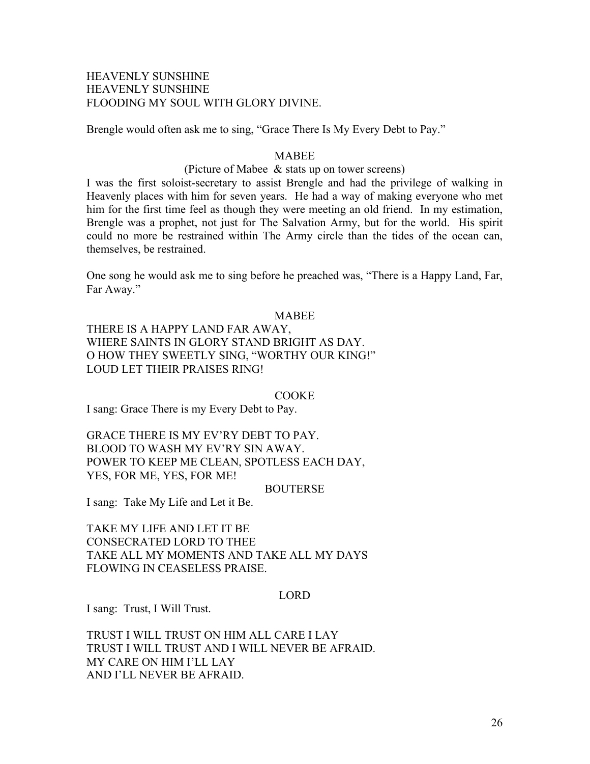HEAVENLY SUNSHINE
HEAVENLY SUNSHINE
FLOODING MY SOUL WITH GLORY DIVINE.

Brengle would often ask me to sing, "Grace There Is My Every Debt to Pay."

MABEE

(Picture of Mabee & stats up on tower screens)

I was the first soloist-secretary to assist Brengle and had the privilege of walking in Heavenly places with him for seven years. He had a way of making everyone who met him for the first time feel as though they were meeting an old friend. In my estimation, Brengle was a prophet, not just for The Salvation Army, but for the world. His spirit could no more be restrained within The Army circle than the tides of the ocean can, themselves, be restrained.

One song he would ask me to sing before he preached was, "There is a Happy Land, Far, Far Away."

MABEE

THERE IS A HAPPY LAND FAR AWAY,
WHERE SAINTS IN GLORY STAND BRIGHT AS DAY.
O HOW THEY SWEETLY SING, "WORTHY OUR KING!"
LOUD LET THEIR PRAISES RING!

COOKE

I sang: Grace There is my Every Debt to Pay.

GRACE THERE IS MY EV'RY DEBT TO PAY.
BLOOD TO WASH MY EV'RY SIN AWAY.
POWER TO KEEP ME CLEAN, SPOTLESS EACH DAY,
YES, FOR ME, YES, FOR ME!

BOUTERSE

I sang: Take My Life and Let it Be.

TAKE MY LIFE AND LET IT BE
CONSECRATED LORD TO THEE
TAKE ALL MY MOMENTS AND TAKE ALL MY DAYS
FLOWING IN CEASELESS PRAISE.

LORD

I sang: Trust, I Will Trust.

TRUST I WILL TRUST ON HIM ALL CARE I LAY
TRUST I WILL TRUST AND I WILL NEVER BE AFRAID.
MY CARE ON HIM I'LL LAY
AND I'LL NEVER BE AFRAID.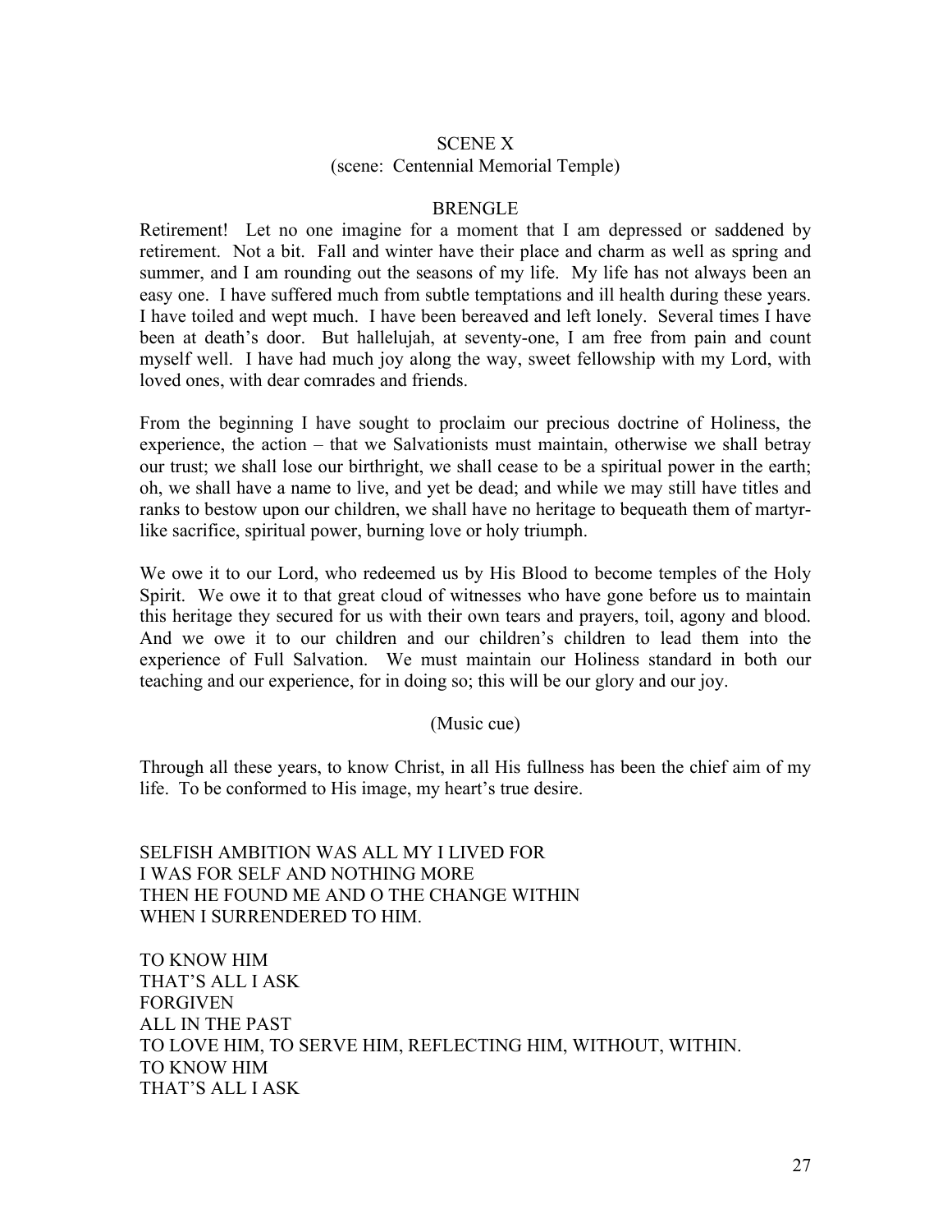SCENE X

(scene: Centennial Memorial Temple)

BRENGLE

Retirement! Let no one imagine for a moment that I am depressed or saddened by retirement. Not a bit. Fall and winter have their place and charm as well as spring and summer, and I am rounding out the seasons of my life. My life has not always been an easy one. I have suffered much from subtle temptations and ill health during these years. I have toiled and wept much. I have been bereaved and left lonely. Several times I have been at death's door. But hallelujah, at seventy-one, I am free from pain and count myself well. I have had much joy along the way, sweet fellowship with my Lord, with loved ones, with dear comrades and friends.

From the beginning I have sought to proclaim our precious doctrine of Holiness, the experience, the action – that we Salvationists must maintain, otherwise we shall betray our trust; we shall lose our birthright, we shall cease to be a spiritual power in the earth; oh, we shall have a name to live, and yet be dead; and while we may still have titles and ranks to bestow upon our children, we shall have no heritage to bequeath them of martyr-like sacrifice, spiritual power, burning love or holy triumph.

We owe it to our Lord, who redeemed us by His Blood to become temples of the Holy Spirit. We owe it to that great cloud of witnesses who have gone before us to maintain this heritage they secured for us with their own tears and prayers, toil, agony and blood. And we owe it to our children and our children's children to lead them into the experience of Full Salvation. We must maintain our Holiness standard in both our teaching and our experience, for in doing so; this will be our glory and our joy.

(Music cue)

Through all these years, to know Christ, in all His fullness has been the chief aim of my life. To be conformed to His image, my heart's true desire.

SELFISH AMBITION WAS ALL MY I LIVED FOR
I WAS FOR SELF AND NOTHING MORE
THEN HE FOUND ME AND O THE CHANGE WITHIN
WHEN I SURRENDERED TO HIM.

TO KNOW HIM
THAT'S ALL I ASK
FORGIVEN
ALL IN THE PAST
TO LOVE HIM, TO SERVE HIM, REFLECTING HIM, WITHOUT, WITHIN.
TO KNOW HIM
THAT'S ALL I ASK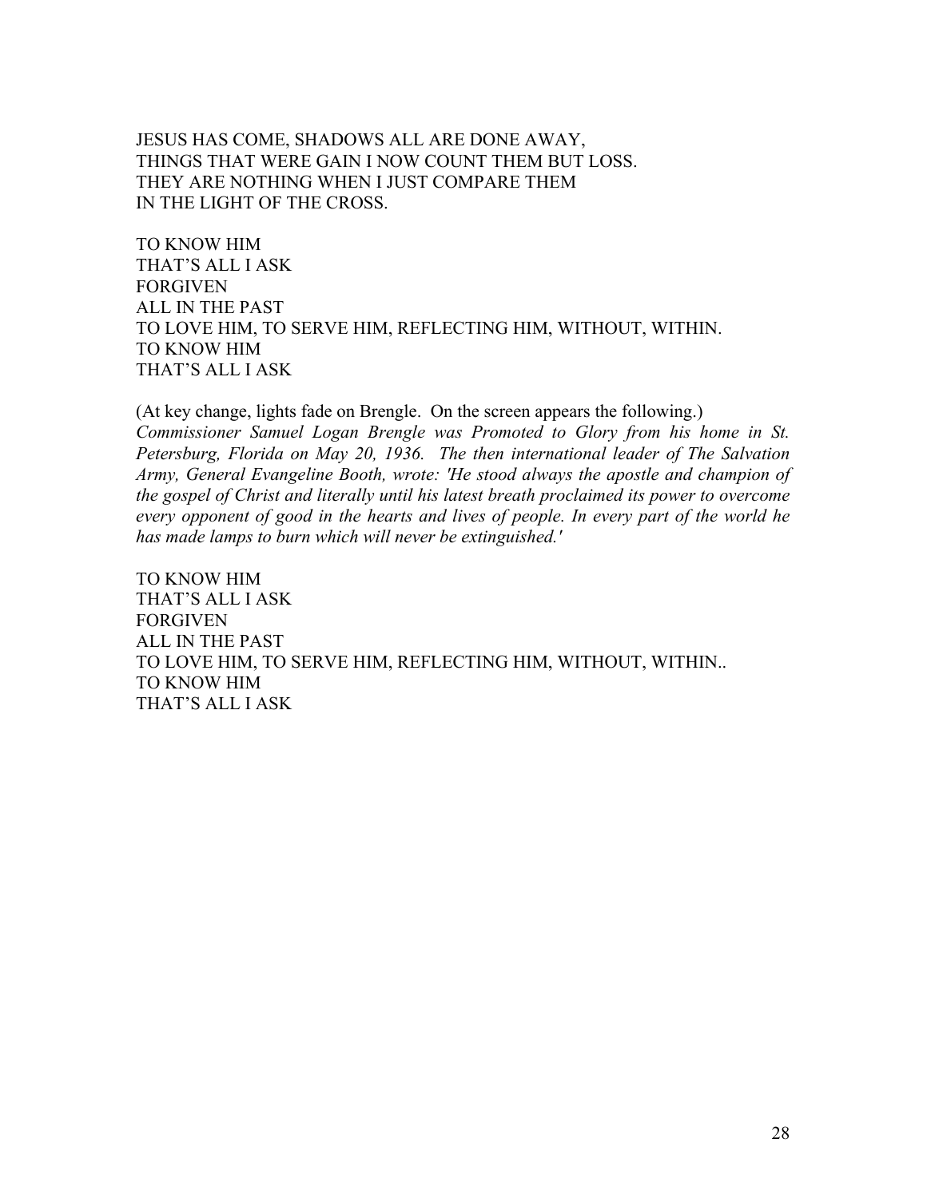JESUS HAS COME, SHADOWS ALL ARE DONE AWAY,
THINGS THAT WERE GAIN I NOW COUNT THEM BUT LOSS.
THEY ARE NOTHING WHEN I JUST COMPARE THEM
IN THE LIGHT OF THE CROSS.

TO KNOW HIM
THAT'S ALL I ASK
FORGIVEN
ALL IN THE PAST
TO LOVE HIM, TO SERVE HIM, REFLECTING HIM, WITHOUT, WITHIN.
TO KNOW HIM
THAT'S ALL I ASK

(At key change, lights fade on Brengle. On the screen appears the following.)
*Commissioner Samuel Logan Brengle was Promoted to Glory from his home in St. Petersburg, Florida on May 20, 1936. The then international leader of The Salvation Army, General Evangeline Booth, wrote: 'He stood always the apostle and champion of the gospel of Christ and literally until his latest breath proclaimed its power to overcome every opponent of good in the hearts and lives of people. In every part of the world he has made lamps to burn which will never be extinguished.'*

TO KNOW HIM
THAT'S ALL I ASK
FORGIVEN
ALL IN THE PAST
TO LOVE HIM, TO SERVE HIM, REFLECTING HIM, WITHOUT, WITHIN..
TO KNOW HIM
THAT'S ALL I ASK